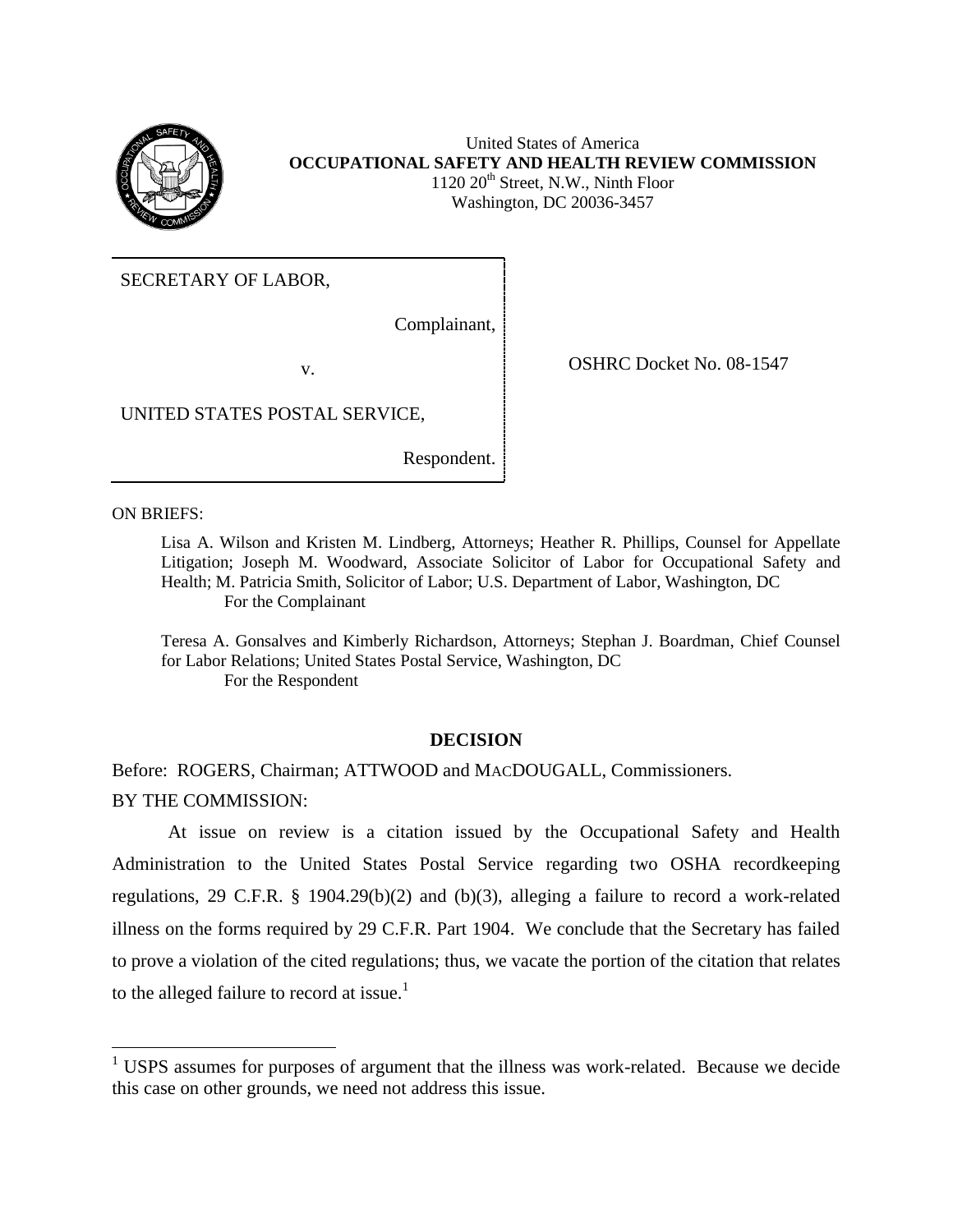United States of America
**OCCUPATIONAL SAFETY AND HEALTH REVIEW COMMISSION**
1120 20th Street, N.W., Ninth Floor
Washington, DC 20036-3457

SECRETARY OF LABOR,

Complainant,

v.

UNITED STATES POSTAL SERVICE,

Respondent.

OSHRC Docket No. 08-1547

ON BRIEFS:

Lisa A. Wilson and Kristen M. Lindberg, Attorneys; Heather R. Phillips, Counsel for Appellate Litigation; Joseph M. Woodward, Associate Solicitor of Labor for Occupational Safety and Health; M. Patricia Smith, Solicitor of Labor; U.S. Department of Labor, Washington, DC
For the Complainant

Teresa A. Gonsalves and Kimberly Richardson, Attorneys; Stephan J. Boardman, Chief Counsel for Labor Relations; United States Postal Service, Washington, DC
For the Respondent

## DECISION

Before: ROGERS, Chairman; ATTWOOD and MACDOUGALL, Commissioners.

BY THE COMMISSION:

At issue on review is a citation issued by the Occupational Safety and Health Administration to the United States Postal Service regarding two OSHA recordkeeping regulations, 29 C.F.R. § 1904.29(b)(2) and (b)(3), alleging a failure to record a work-related illness on the forms required by 29 C.F.R. Part 1904. We conclude that the Secretary has failed to prove a violation of the cited regulations; thus, we vacate the portion of the citation that relates to the alleged failure to record at issue.[1]

[1] USPS assumes for purposes of argument that the illness was work-related. Because we decide this case on other grounds, we need not address this issue.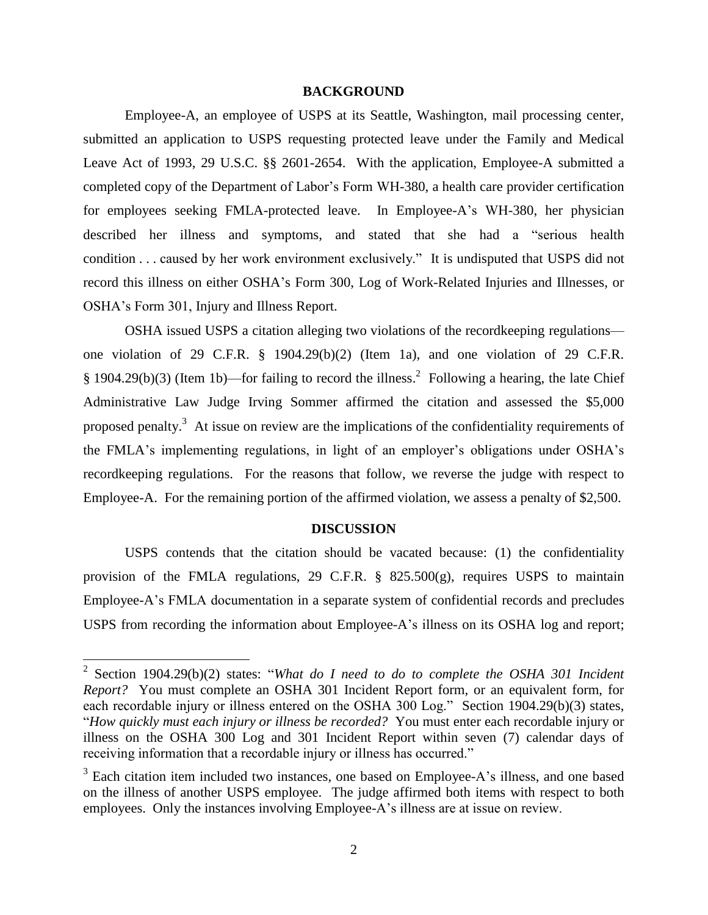## BACKGROUND

Employee-A, an employee of USPS at its Seattle, Washington, mail processing center, submitted an application to USPS requesting protected leave under the Family and Medical Leave Act of 1993, 29 U.S.C. §§ 2601-2654. With the application, Employee-A submitted a completed copy of the Department of Labor's Form WH-380, a health care provider certification for employees seeking FMLA-protected leave. In Employee-A's WH-380, her physician described her illness and symptoms, and stated that she had a "serious health condition . . . caused by her work environment exclusively." It is undisputed that USPS did not record this illness on either OSHA's Form 300, Log of Work-Related Injuries and Illnesses, or OSHA's Form 301, Injury and Illness Report.

OSHA issued USPS a citation alleging two violations of the recordkeeping regulations—one violation of 29 C.F.R. § 1904.29(b)(2) (Item 1a), and one violation of 29 C.F.R. § 1904.29(b)(3) (Item 1b)—for failing to record the illness.[2] Following a hearing, the late Chief Administrative Law Judge Irving Sommer affirmed the citation and assessed the $5,000 proposed penalty.[3] At issue on review are the implications of the confidentiality requirements of the FMLA's implementing regulations, in light of an employer's obligations under OSHA's recordkeeping regulations. For the reasons that follow, we reverse the judge with respect to Employee-A. For the remaining portion of the affirmed violation, we assess a penalty of $2,500.

## DISCUSSION

USPS contends that the citation should be vacated because: (1) the confidentiality provision of the FMLA regulations, 29 C.F.R. § 825.500(g), requires USPS to maintain Employee-A's FMLA documentation in a separate system of confidential records and precludes USPS from recording the information about Employee-A's illness on its OSHA log and report;

---

[2] Section 1904.29(b)(2) states: "*What do I need to do to complete the OSHA 301 Incident Report?* You must complete an OSHA 301 Incident Report form, or an equivalent form, for each recordable injury or illness entered on the OSHA 300 Log." Section 1904.29(b)(3) states, "*How quickly must each injury or illness be recorded?* You must enter each recordable injury or illness on the OSHA 300 Log and 301 Incident Report within seven (7) calendar days of receiving information that a recordable injury or illness has occurred."

[3] Each citation item included two instances, one based on Employee-A's illness, and one based on the illness of another USPS employee. The judge affirmed both items with respect to both employees. Only the instances involving Employee-A's illness are at issue on review.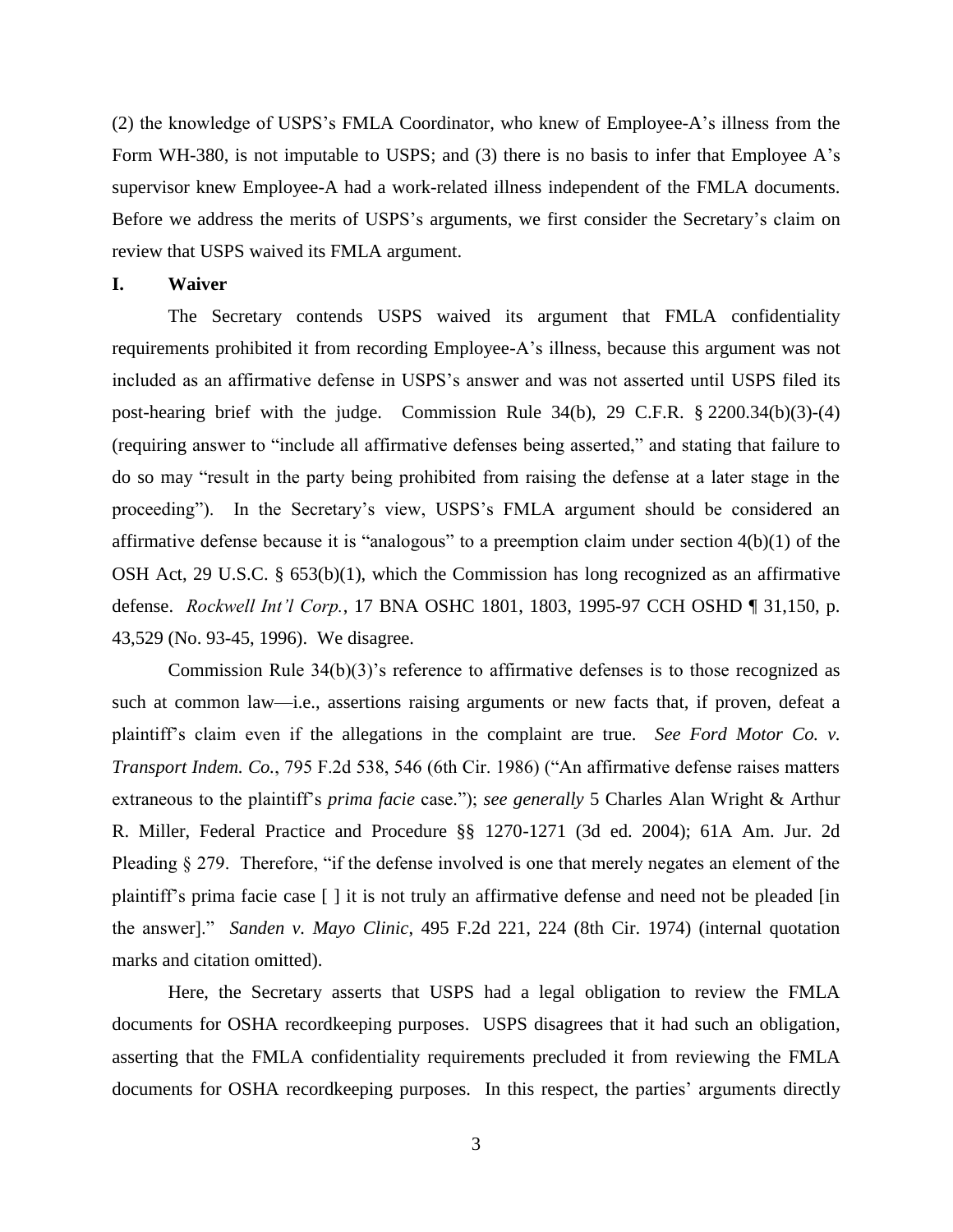(2) the knowledge of USPS's FMLA Coordinator, who knew of Employee-A's illness from the Form WH-380, is not imputable to USPS; and (3) there is no basis to infer that Employee A's supervisor knew Employee-A had a work-related illness independent of the FMLA documents. Before we address the merits of USPS's arguments, we first consider the Secretary's claim on review that USPS waived its FMLA argument.

## I. Waiver

The Secretary contends USPS waived its argument that FMLA confidentiality requirements prohibited it from recording Employee-A's illness, because this argument was not included as an affirmative defense in USPS's answer and was not asserted until USPS filed its post-hearing brief with the judge. Commission Rule 34(b), 29 C.F.R. § 2200.34(b)(3)-(4) (requiring answer to "include all affirmative defenses being asserted," and stating that failure to do so may "result in the party being prohibited from raising the defense at a later stage in the proceeding"). In the Secretary's view, USPS's FMLA argument should be considered an affirmative defense because it is "analogous" to a preemption claim under section 4(b)(1) of the OSH Act, 29 U.S.C. § 653(b)(1), which the Commission has long recognized as an affirmative defense. *Rockwell Int'l Corp.*, 17 BNA OSHC 1801, 1803, 1995-97 CCH OSHD ¶ 31,150, p. 43,529 (No. 93-45, 1996). We disagree.

Commission Rule 34(b)(3)'s reference to affirmative defenses is to those recognized as such at common law—i.e., assertions raising arguments or new facts that, if proven, defeat a plaintiff's claim even if the allegations in the complaint are true. *See Ford Motor Co. v. Transport Indem. Co.*, 795 F.2d 538, 546 (6th Cir. 1986) ("An affirmative defense raises matters extraneous to the plaintiff's *prima facie* case."); *see generally* 5 Charles Alan Wright & Arthur R. Miller, Federal Practice and Procedure §§ 1270-1271 (3d ed. 2004); 61A Am. Jur. 2d Pleading § 279. Therefore, "if the defense involved is one that merely negates an element of the plaintiff's prima facie case [ ] it is not truly an affirmative defense and need not be pleaded [in the answer]." *Sanden v. Mayo Clinic*, 495 F.2d 221, 224 (8th Cir. 1974) (internal quotation marks and citation omitted).

Here, the Secretary asserts that USPS had a legal obligation to review the FMLA documents for OSHA recordkeeping purposes. USPS disagrees that it had such an obligation, asserting that the FMLA confidentiality requirements precluded it from reviewing the FMLA documents for OSHA recordkeeping purposes. In this respect, the parties' arguments directly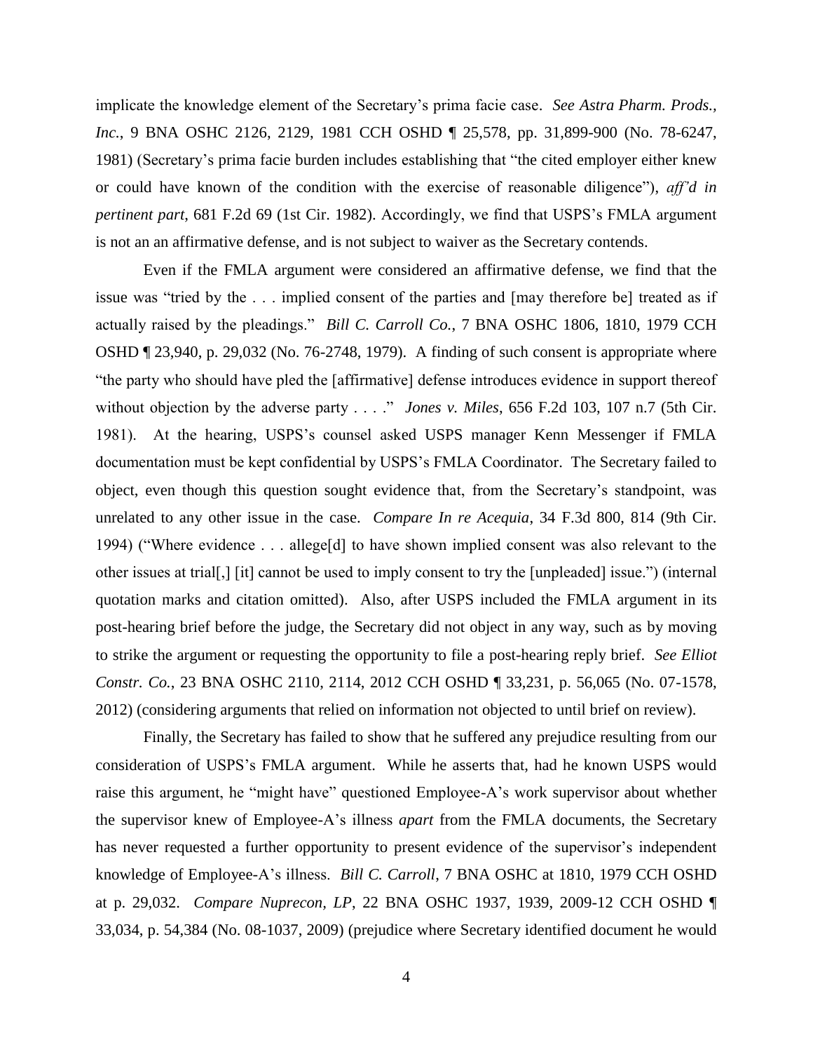implicate the knowledge element of the Secretary's prima facie case. *See Astra Pharm. Prods., Inc.*, 9 BNA OSHC 2126, 2129, 1981 CCH OSHD ¶ 25,578, pp. 31,899-900 (No. 78-6247, 1981) (Secretary's prima facie burden includes establishing that "the cited employer either knew or could have known of the condition with the exercise of reasonable diligence"), *aff'd in pertinent part*, 681 F.2d 69 (1st Cir. 1982). Accordingly, we find that USPS's FMLA argument is not an an affirmative defense, and is not subject to waiver as the Secretary contends.

Even if the FMLA argument were considered an affirmative defense, we find that the issue was "tried by the . . . implied consent of the parties and [may therefore be] treated as if actually raised by the pleadings." *Bill C. Carroll Co.*, 7 BNA OSHC 1806, 1810, 1979 CCH OSHD ¶ 23,940, p. 29,032 (No. 76-2748, 1979). A finding of such consent is appropriate where "the party who should have pled the [affirmative] defense introduces evidence in support thereof without objection by the adverse party . . . ." *Jones v. Miles*, 656 F.2d 103, 107 n.7 (5th Cir. 1981). At the hearing, USPS's counsel asked USPS manager Kenn Messenger if FMLA documentation must be kept confidential by USPS's FMLA Coordinator. The Secretary failed to object, even though this question sought evidence that, from the Secretary's standpoint, was unrelated to any other issue in the case. *Compare In re Acequia*, 34 F.3d 800, 814 (9th Cir. 1994) ("Where evidence . . . allege[d] to have shown implied consent was also relevant to the other issues at trial[,] [it] cannot be used to imply consent to try the [unpleaded] issue.") (internal quotation marks and citation omitted). Also, after USPS included the FMLA argument in its post-hearing brief before the judge, the Secretary did not object in any way, such as by moving to strike the argument or requesting the opportunity to file a post-hearing reply brief. *See Elliot Constr. Co.*, 23 BNA OSHC 2110, 2114, 2012 CCH OSHD ¶ 33,231, p. 56,065 (No. 07-1578, 2012) (considering arguments that relied on information not objected to until brief on review).

Finally, the Secretary has failed to show that he suffered any prejudice resulting from our consideration of USPS's FMLA argument. While he asserts that, had he known USPS would raise this argument, he "might have" questioned Employee-A's work supervisor about whether the supervisor knew of Employee-A's illness *apart* from the FMLA documents, the Secretary has never requested a further opportunity to present evidence of the supervisor's independent knowledge of Employee-A's illness. *Bill C. Carroll*, 7 BNA OSHC at 1810, 1979 CCH OSHD at p. 29,032. *Compare Nuprecon, LP*, 22 BNA OSHC 1937, 1939, 2009-12 CCH OSHD ¶ 33,034, p. 54,384 (No. 08-1037, 2009) (prejudice where Secretary identified document he would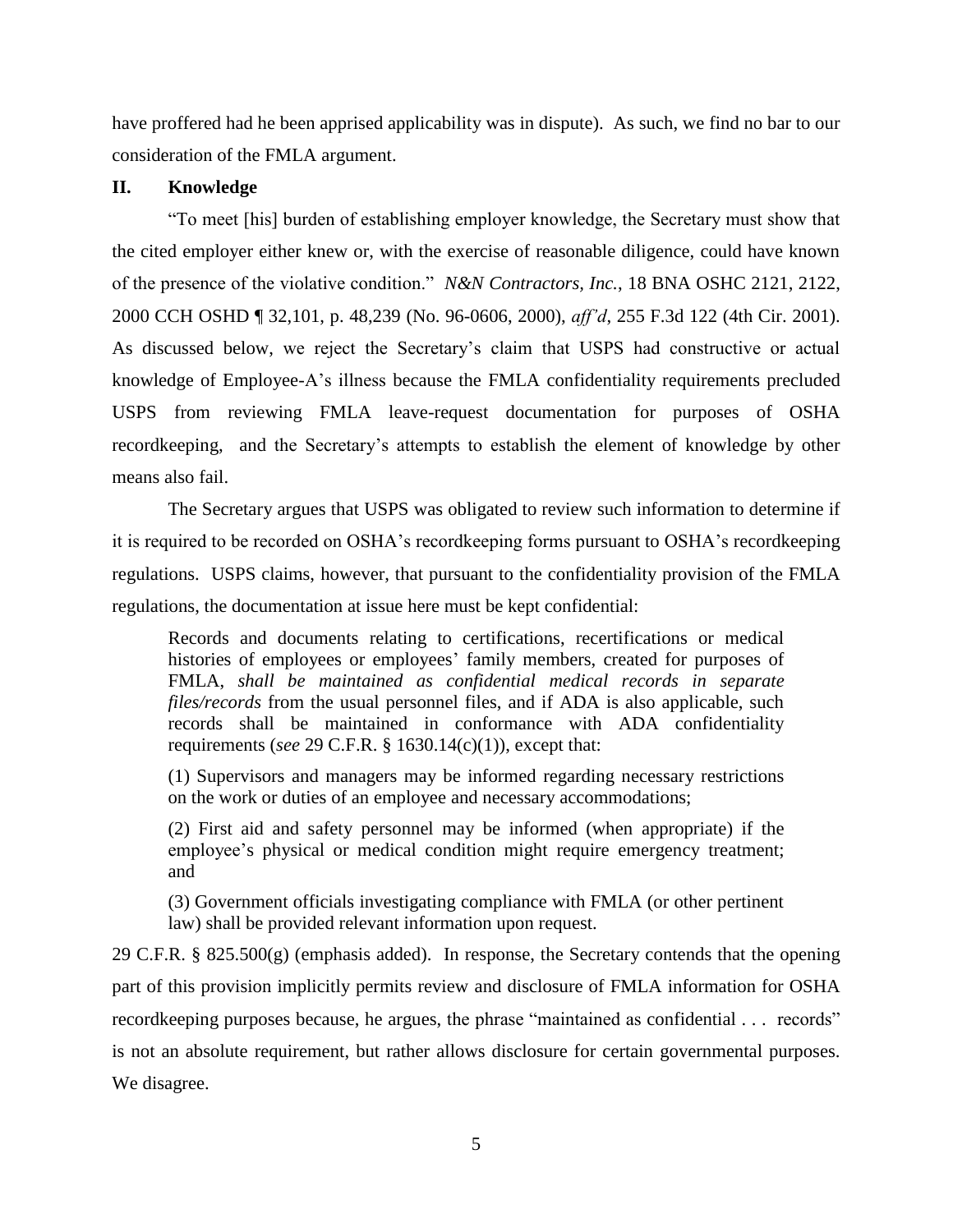have proffered had he been apprised applicability was in dispute). As such, we find no bar to our consideration of the FMLA argument.

## II. Knowledge

"To meet [his] burden of establishing employer knowledge, the Secretary must show that the cited employer either knew or, with the exercise of reasonable diligence, could have known of the presence of the violative condition." *N&N Contractors, Inc.*, 18 BNA OSHC 2121, 2122, 2000 CCH OSHD ¶ 32,101, p. 48,239 (No. 96-0606, 2000), *aff'd*, 255 F.3d 122 (4th Cir. 2001). As discussed below, we reject the Secretary's claim that USPS had constructive or actual knowledge of Employee-A's illness because the FMLA confidentiality requirements precluded USPS from reviewing FMLA leave-request documentation for purposes of OSHA recordkeeping, and the Secretary's attempts to establish the element of knowledge by other means also fail.

The Secretary argues that USPS was obligated to review such information to determine if it is required to be recorded on OSHA's recordkeeping forms pursuant to OSHA's recordkeeping regulations. USPS claims, however, that pursuant to the confidentiality provision of the FMLA regulations, the documentation at issue here must be kept confidential:

> Records and documents relating to certifications, recertifications or medical histories of employees or employees' family members, created for purposes of FMLA, *shall be maintained as confidential medical records in separate files/records* from the usual personnel files, and if ADA is also applicable, such records shall be maintained in conformance with ADA confidentiality requirements (*see* 29 C.F.R. § 1630.14(c)(1)), except that:
>
> (1) Supervisors and managers may be informed regarding necessary restrictions on the work or duties of an employee and necessary accommodations;
>
> (2) First aid and safety personnel may be informed (when appropriate) if the employee's physical or medical condition might require emergency treatment; and
>
> (3) Government officials investigating compliance with FMLA (or other pertinent law) shall be provided relevant information upon request.

29 C.F.R. § 825.500(g) (emphasis added). In response, the Secretary contends that the opening part of this provision implicitly permits review and disclosure of FMLA information for OSHA recordkeeping purposes because, he argues, the phrase "maintained as confidential . . . records" is not an absolute requirement, but rather allows disclosure for certain governmental purposes. We disagree.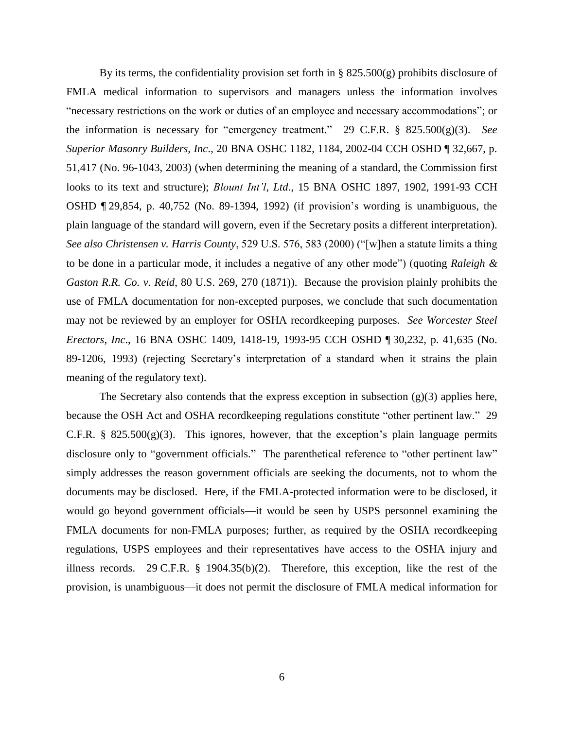By its terms, the confidentiality provision set forth in § 825.500(g) prohibits disclosure of FMLA medical information to supervisors and managers unless the information involves "necessary restrictions on the work or duties of an employee and necessary accommodations"; or the information is necessary for "emergency treatment." 29 C.F.R. § 825.500(g)(3). *See Superior Masonry Builders, Inc*., 20 BNA OSHC 1182, 1184, 2002-04 CCH OSHD ¶ 32,667, p. 51,417 (No. 96-1043, 2003) (when determining the meaning of a standard, the Commission first looks to its text and structure); *Blount Int'l, Ltd*., 15 BNA OSHC 1897, 1902, 1991-93 CCH OSHD ¶ 29,854, p. 40,752 (No. 89-1394, 1992) (if provision's wording is unambiguous, the plain language of the standard will govern, even if the Secretary posits a different interpretation). *See also Christensen v. Harris County*, 529 U.S. 576, 583 (2000) ("[w]hen a statute limits a thing to be done in a particular mode, it includes a negative of any other mode") (quoting *Raleigh & Gaston R.R. Co. v. Reid*, 80 U.S. 269, 270 (1871)). Because the provision plainly prohibits the use of FMLA documentation for non-excepted purposes, we conclude that such documentation may not be reviewed by an employer for OSHA recordkeeping purposes. *See Worcester Steel Erectors, Inc*., 16 BNA OSHC 1409, 1418-19, 1993-95 CCH OSHD ¶ 30,232, p. 41,635 (No. 89-1206, 1993) (rejecting Secretary's interpretation of a standard when it strains the plain meaning of the regulatory text).

The Secretary also contends that the express exception in subsection (g)(3) applies here, because the OSH Act and OSHA recordkeeping regulations constitute "other pertinent law." 29 C.F.R. § 825.500(g)(3). This ignores, however, that the exception's plain language permits disclosure only to "government officials." The parenthetical reference to "other pertinent law" simply addresses the reason government officials are seeking the documents, not to whom the documents may be disclosed. Here, if the FMLA-protected information were to be disclosed, it would go beyond government officials—it would be seen by USPS personnel examining the FMLA documents for non-FMLA purposes; further, as required by the OSHA recordkeeping regulations, USPS employees and their representatives have access to the OSHA injury and illness records. 29 C.F.R. § 1904.35(b)(2). Therefore, this exception, like the rest of the provision, is unambiguous—it does not permit the disclosure of FMLA medical information for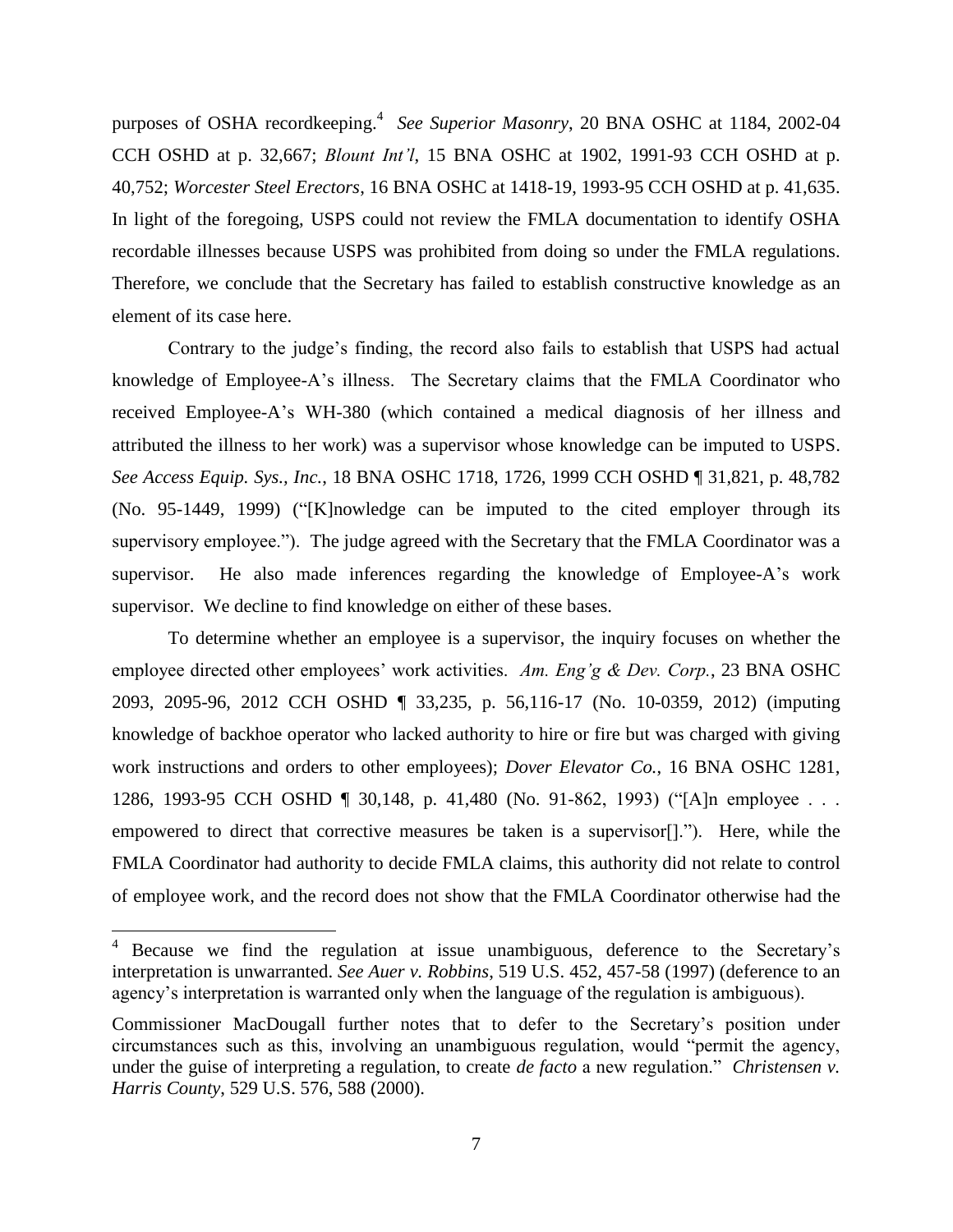purposes of OSHA recordkeeping.[4] *See Superior Masonry*, 20 BNA OSHC at 1184, 2002-04 CCH OSHD at p. 32,667; *Blount Int'l*, 15 BNA OSHC at 1902, 1991-93 CCH OSHD at p. 40,752; *Worcester Steel Erectors*, 16 BNA OSHC at 1418-19, 1993-95 CCH OSHD at p. 41,635. In light of the foregoing, USPS could not review the FMLA documentation to identify OSHA recordable illnesses because USPS was prohibited from doing so under the FMLA regulations. Therefore, we conclude that the Secretary has failed to establish constructive knowledge as an element of its case here.

Contrary to the judge's finding, the record also fails to establish that USPS had actual knowledge of Employee-A's illness. The Secretary claims that the FMLA Coordinator who received Employee-A's WH-380 (which contained a medical diagnosis of her illness and attributed the illness to her work) was a supervisor whose knowledge can be imputed to USPS. *See Access Equip. Sys., Inc.*, 18 BNA OSHC 1718, 1726, 1999 CCH OSHD ¶ 31,821, p. 48,782 (No. 95-1449, 1999) ("[K]nowledge can be imputed to the cited employer through its supervisory employee."). The judge agreed with the Secretary that the FMLA Coordinator was a supervisor. He also made inferences regarding the knowledge of Employee-A's work supervisor. We decline to find knowledge on either of these bases.

To determine whether an employee is a supervisor, the inquiry focuses on whether the employee directed other employees' work activities. *Am. Eng'g & Dev. Corp.*, 23 BNA OSHC 2093, 2095-96, 2012 CCH OSHD ¶ 33,235, p. 56,116-17 (No. 10-0359, 2012) (imputing knowledge of backhoe operator who lacked authority to hire or fire but was charged with giving work instructions and orders to other employees); *Dover Elevator Co.*, 16 BNA OSHC 1281, 1286, 1993-95 CCH OSHD ¶ 30,148, p. 41,480 (No. 91-862, 1993) ("[A]n employee . . . empowered to direct that corrective measures be taken is a supervisor[]."). Here, while the FMLA Coordinator had authority to decide FMLA claims, this authority did not relate to control of employee work, and the record does not show that the FMLA Coordinator otherwise had the

---

[4] Because we find the regulation at issue unambiguous, deference to the Secretary's interpretation is unwarranted. *See Auer v. Robbins*, 519 U.S. 452, 457-58 (1997) (deference to an agency's interpretation is warranted only when the language of the regulation is ambiguous).

Commissioner MacDougall further notes that to defer to the Secretary's position under circumstances such as this, involving an unambiguous regulation, would "permit the agency, under the guise of interpreting a regulation, to create *de facto* a new regulation." *Christensen v. Harris County*, 529 U.S. 576, 588 (2000).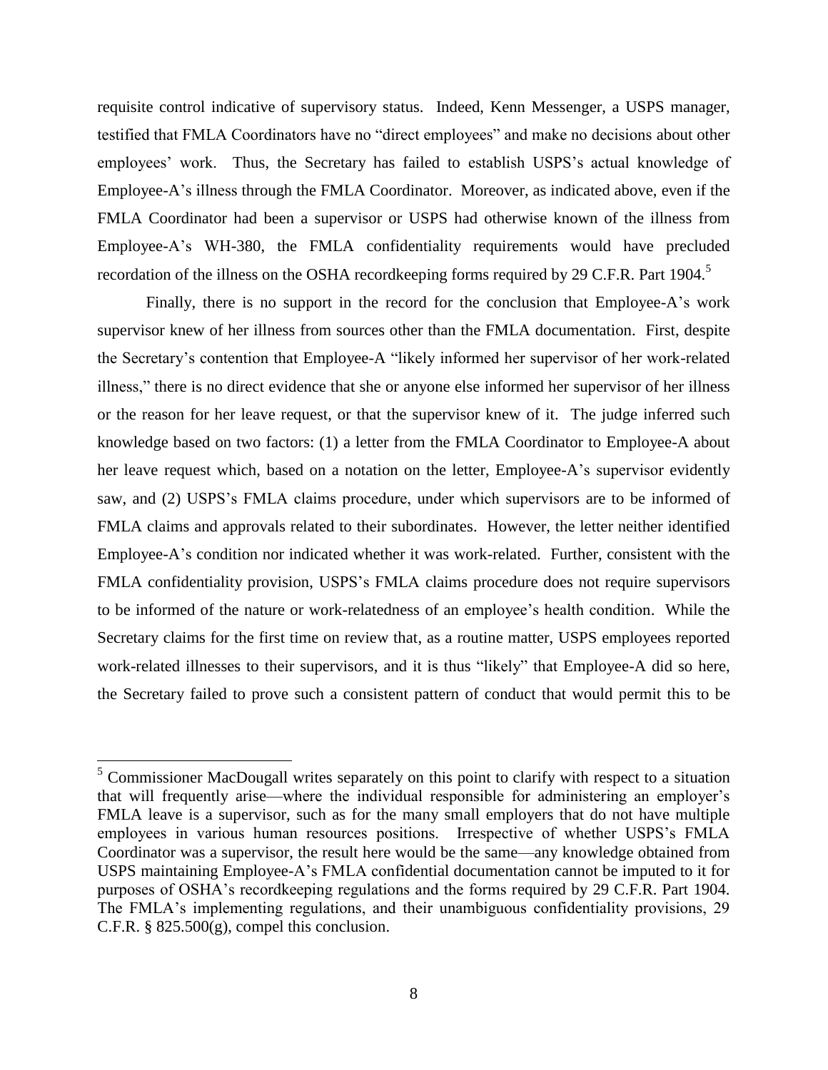requisite control indicative of supervisory status. Indeed, Kenn Messenger, a USPS manager, testified that FMLA Coordinators have no "direct employees" and make no decisions about other employees' work. Thus, the Secretary has failed to establish USPS's actual knowledge of Employee-A's illness through the FMLA Coordinator. Moreover, as indicated above, even if the FMLA Coordinator had been a supervisor or USPS had otherwise known of the illness from Employee-A's WH-380, the FMLA confidentiality requirements would have precluded recordation of the illness on the OSHA recordkeeping forms required by 29 C.F.R. Part 1904.[5]

Finally, there is no support in the record for the conclusion that Employee-A's work supervisor knew of her illness from sources other than the FMLA documentation. First, despite the Secretary's contention that Employee-A "likely informed her supervisor of her work-related illness," there is no direct evidence that she or anyone else informed her supervisor of her illness or the reason for her leave request, or that the supervisor knew of it. The judge inferred such knowledge based on two factors: (1) a letter from the FMLA Coordinator to Employee-A about her leave request which, based on a notation on the letter, Employee-A's supervisor evidently saw, and (2) USPS's FMLA claims procedure, under which supervisors are to be informed of FMLA claims and approvals related to their subordinates. However, the letter neither identified Employee-A's condition nor indicated whether it was work-related. Further, consistent with the FMLA confidentiality provision, USPS's FMLA claims procedure does not require supervisors to be informed of the nature or work-relatedness of an employee's health condition. While the Secretary claims for the first time on review that, as a routine matter, USPS employees reported work-related illnesses to their supervisors, and it is thus "likely" that Employee-A did so here, the Secretary failed to prove such a consistent pattern of conduct that would permit this to be

---

[5] Commissioner MacDougall writes separately on this point to clarify with respect to a situation that will frequently arise—where the individual responsible for administering an employer's FMLA leave is a supervisor, such as for the many small employers that do not have multiple employees in various human resources positions. Irrespective of whether USPS's FMLA Coordinator was a supervisor, the result here would be the same—any knowledge obtained from USPS maintaining Employee-A's FMLA confidential documentation cannot be imputed to it for purposes of OSHA's recordkeeping regulations and the forms required by 29 C.F.R. Part 1904. The FMLA's implementing regulations, and their unambiguous confidentiality provisions, 29 C.F.R. § 825.500(g), compel this conclusion.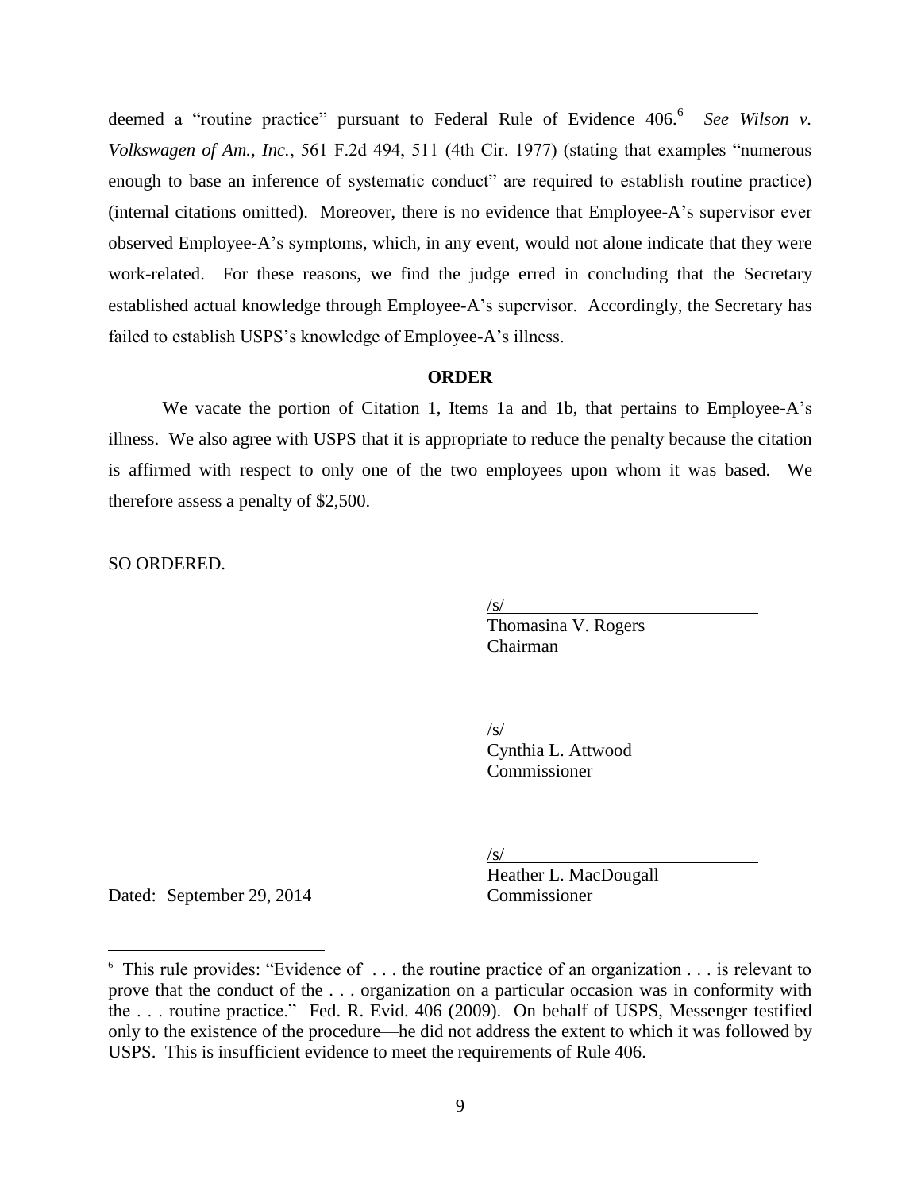deemed a "routine practice" pursuant to Federal Rule of Evidence 406.[6] *See Wilson v. Volkswagen of Am., Inc.*, 561 F.2d 494, 511 (4th Cir. 1977) (stating that examples "numerous enough to base an inference of systematic conduct" are required to establish routine practice) (internal citations omitted). Moreover, there is no evidence that Employee-A's supervisor ever observed Employee-A's symptoms, which, in any event, would not alone indicate that they were work-related. For these reasons, we find the judge erred in concluding that the Secretary established actual knowledge through Employee-A's supervisor. Accordingly, the Secretary has failed to establish USPS's knowledge of Employee-A's illness.

**ORDER**

We vacate the portion of Citation 1, Items 1a and 1b, that pertains to Employee-A's illness. We also agree with USPS that it is appropriate to reduce the penalty because the citation is affirmed with respect to only one of the two employees upon whom it was based. We therefore assess a penalty of $2,500.

SO ORDERED.

/s/
Thomasina V. Rogers
Chairman

/s/
Cynthia L. Attwood
Commissioner

/s/
Heather L. MacDougall
Commissioner

Dated: September 29, 2014

[6] This rule provides: "Evidence of . . . the routine practice of an organization . . . is relevant to prove that the conduct of the . . . organization on a particular occasion was in conformity with the . . . routine practice." Fed. R. Evid. 406 (2009). On behalf of USPS, Messenger testified only to the existence of the procedure—he did not address the extent to which it was followed by USPS. This is insufficient evidence to meet the requirements of Rule 406.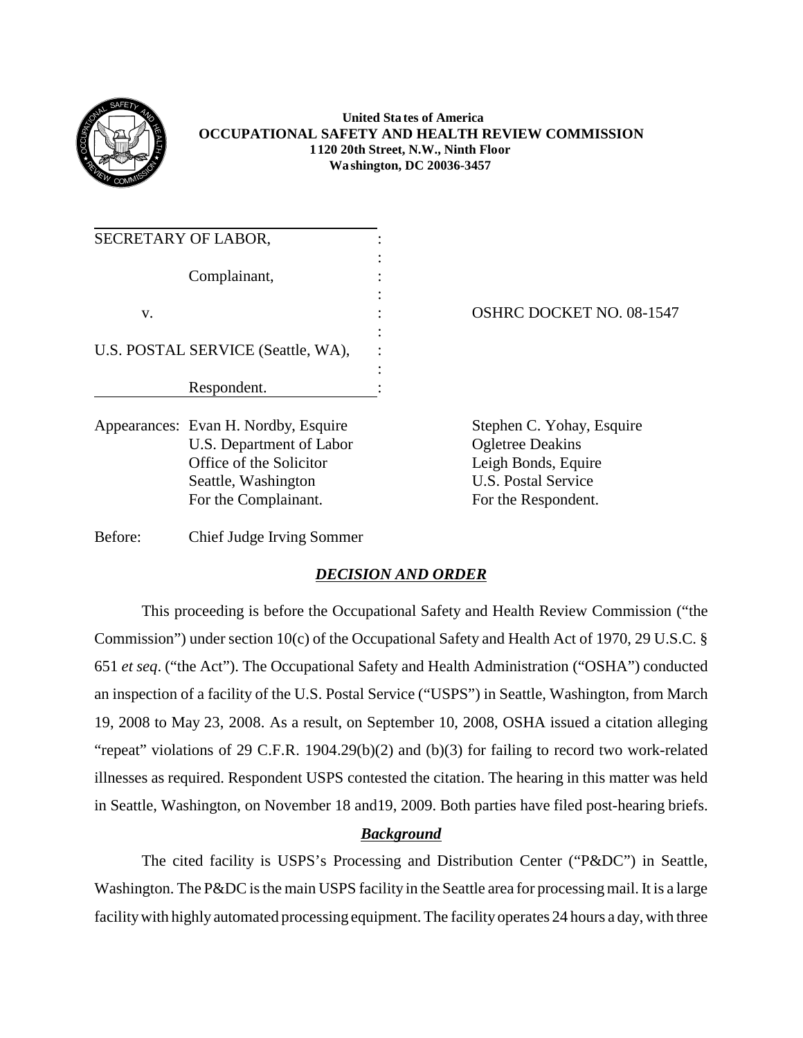**United States of America**
**OCCUPATIONAL SAFETY AND HEALTH REVIEW COMMISSION**
**1120 20th Street, N.W., Ninth Floor**
**Washington, DC 20036-3457**

| | |
|---|---|
| SECRETARY OF LABOR, | |
| Complainant, | |
| v. | OSHRC DOCKET NO. 08-1547 |
| U.S. POSTAL SERVICE (Seattle, WA), | |
| Respondent. | |

Appearances: Evan H. Nordby, Esquire
U.S. Department of Labor
Office of the Solicitor
Seattle, Washington
For the Complainant.

Stephen C. Yohay, Esquire
Ogletree Deakins
Leigh Bonds, Equire
U.S. Postal Service
For the Respondent.

Before: Chief Judge Irving Sommer

## ***DECISION AND ORDER***

This proceeding is before the Occupational Safety and Health Review Commission ("the Commission") under section 10(c) of the Occupational Safety and Health Act of 1970, 29 U.S.C. § 651 *et seq*. ("the Act"). The Occupational Safety and Health Administration ("OSHA") conducted an inspection of a facility of the U.S. Postal Service ("USPS") in Seattle, Washington, from March 19, 2008 to May 23, 2008. As a result, on September 10, 2008, OSHA issued a citation alleging "repeat" violations of 29 C.F.R. 1904.29(b)(2) and (b)(3) for failing to record two work-related illnesses as required. Respondent USPS contested the citation. The hearing in this matter was held in Seattle, Washington, on November 18 and19, 2009. Both parties have filed post-hearing briefs.

### ***Background***

The cited facility is USPS's Processing and Distribution Center ("P&DC") in Seattle, Washington. The P&DC is the main USPS facility in the Seattle area for processing mail. It is a large facility with highly automated processing equipment. The facility operates 24 hours a day, with three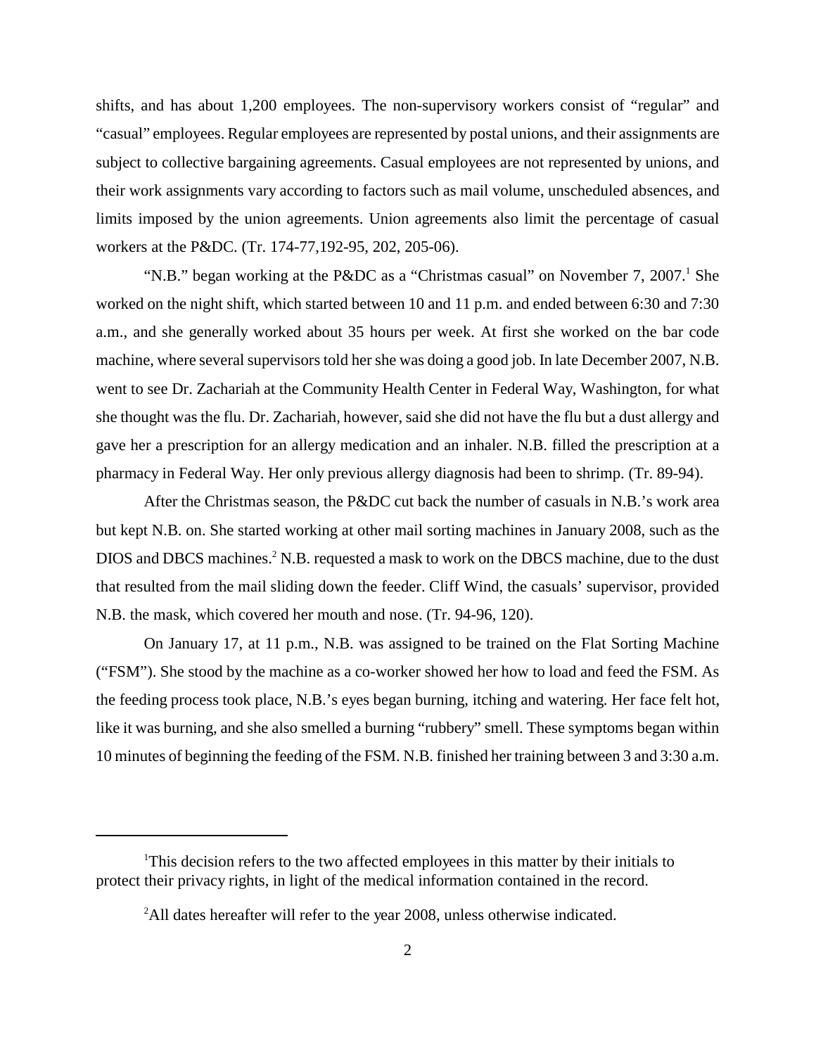shifts, and has about 1,200 employees. The non-supervisory workers consist of "regular" and "casual" employees. Regular employees are represented by postal unions, and their assignments are subject to collective bargaining agreements. Casual employees are not represented by unions, and their work assignments vary according to factors such as mail volume, unscheduled absences, and limits imposed by the union agreements. Union agreements also limit the percentage of casual workers at the P&DC. (Tr. 174-77,192-95, 202, 205-06).

"N.B." began working at the P&DC as a "Christmas casual" on November 7, 2007.[1] She worked on the night shift, which started between 10 and 11 p.m. and ended between 6:30 and 7:30 a.m., and she generally worked about 35 hours per week. At first she worked on the bar code machine, where several supervisors told her she was doing a good job. In late December 2007, N.B. went to see Dr. Zachariah at the Community Health Center in Federal Way, Washington, for what she thought was the flu. Dr. Zachariah, however, said she did not have the flu but a dust allergy and gave her a prescription for an allergy medication and an inhaler. N.B. filled the prescription at a pharmacy in Federal Way. Her only previous allergy diagnosis had been to shrimp. (Tr. 89-94).

After the Christmas season, the P&DC cut back the number of casuals in N.B.'s work area but kept N.B. on. She started working at other mail sorting machines in January 2008, such as the DIOS and DBCS machines.[2] N.B. requested a mask to work on the DBCS machine, due to the dust that resulted from the mail sliding down the feeder. Cliff Wind, the casuals' supervisor, provided N.B. the mask, which covered her mouth and nose. (Tr. 94-96, 120).

On January 17, at 11 p.m., N.B. was assigned to be trained on the Flat Sorting Machine ("FSM"). She stood by the machine as a co-worker showed her how to load and feed the FSM. As the feeding process took place, N.B.'s eyes began burning, itching and watering. Her face felt hot, like it was burning, and she also smelled a burning "rubbery" smell. These symptoms began within 10 minutes of beginning the feeding of the FSM. N.B. finished her training between 3 and 3:30 a.m.

---

[1] This decision refers to the two affected employees in this matter by their initials to protect their privacy rights, in light of the medical information contained in the record.

[2] All dates hereafter will refer to the year 2008, unless otherwise indicated.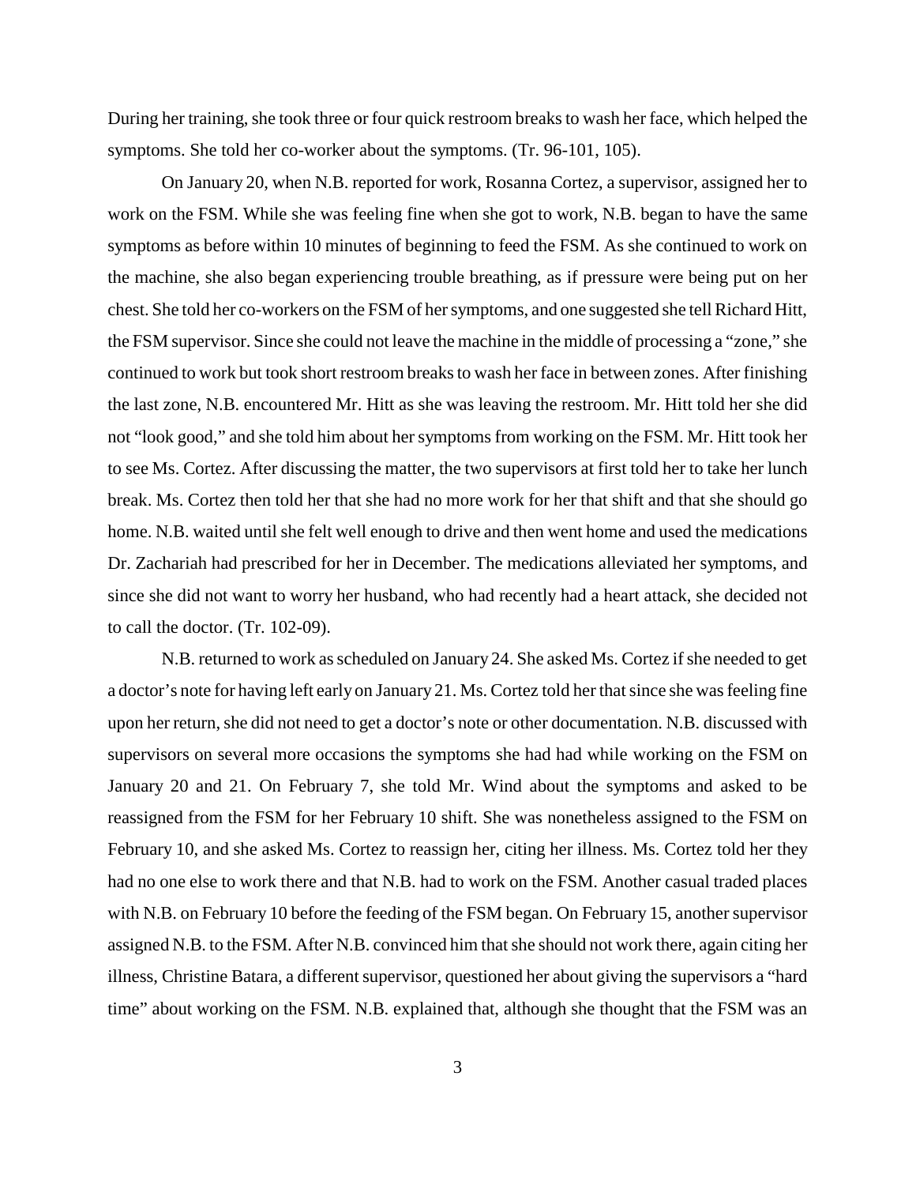During her training, she took three or four quick restroom breaks to wash her face, which helped the symptoms. She told her co-worker about the symptoms. (Tr. 96-101, 105).

On January 20, when N.B. reported for work, Rosanna Cortez, a supervisor, assigned her to work on the FSM. While she was feeling fine when she got to work, N.B. began to have the same symptoms as before within 10 minutes of beginning to feed the FSM. As she continued to work on the machine, she also began experiencing trouble breathing, as if pressure were being put on her chest. She told her co-workers on the FSM of her symptoms, and one suggested she tell Richard Hitt, the FSM supervisor. Since she could not leave the machine in the middle of processing a "zone," she continued to work but took short restroom breaks to wash her face in between zones. After finishing the last zone, N.B. encountered Mr. Hitt as she was leaving the restroom. Mr. Hitt told her she did not "look good," and she told him about her symptoms from working on the FSM. Mr. Hitt took her to see Ms. Cortez. After discussing the matter, the two supervisors at first told her to take her lunch break. Ms. Cortez then told her that she had no more work for her that shift and that she should go home. N.B. waited until she felt well enough to drive and then went home and used the medications Dr. Zachariah had prescribed for her in December. The medications alleviated her symptoms, and since she did not want to worry her husband, who had recently had a heart attack, she decided not to call the doctor. (Tr. 102-09).

N.B. returned to work as scheduled on January 24. She asked Ms. Cortez if she needed to get a doctor's note for having left early on January 21. Ms. Cortez told her that since she was feeling fine upon her return, she did not need to get a doctor's note or other documentation. N.B. discussed with supervisors on several more occasions the symptoms she had had while working on the FSM on January 20 and 21. On February 7, she told Mr. Wind about the symptoms and asked to be reassigned from the FSM for her February 10 shift. She was nonetheless assigned to the FSM on February 10, and she asked Ms. Cortez to reassign her, citing her illness. Ms. Cortez told her they had no one else to work there and that N.B. had to work on the FSM. Another casual traded places with N.B. on February 10 before the feeding of the FSM began. On February 15, another supervisor assigned N.B. to the FSM. After N.B. convinced him that she should not work there, again citing her illness, Christine Batara, a different supervisor, questioned her about giving the supervisors a "hard time" about working on the FSM. N.B. explained that, although she thought that the FSM was an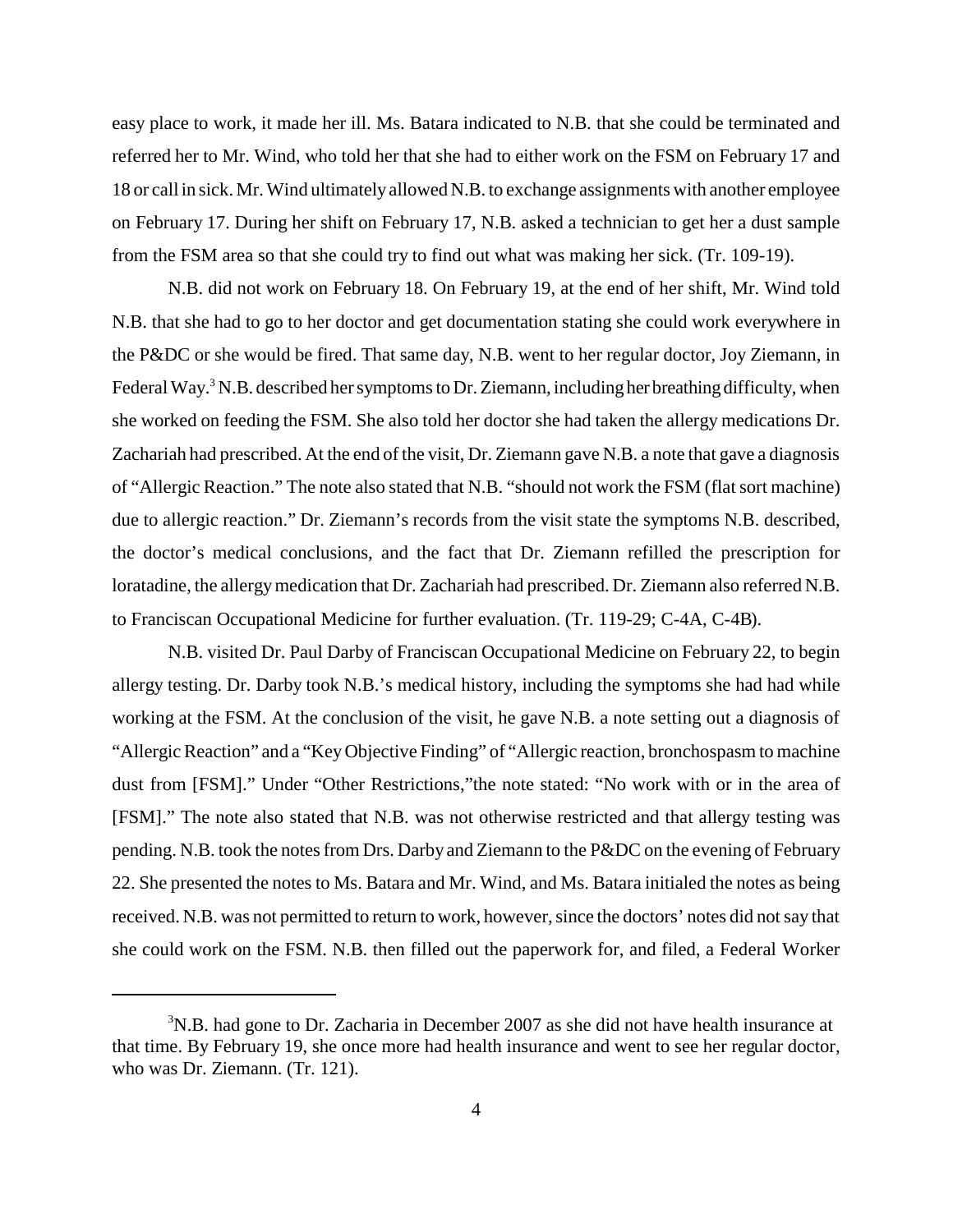easy place to work, it made her ill. Ms. Batara indicated to N.B. that she could be terminated and referred her to Mr. Wind, who told her that she had to either work on the FSM on February 17 and 18 or call in sick. Mr. Wind ultimately allowed N.B. to exchange assignments with another employee on February 17. During her shift on February 17, N.B. asked a technician to get her a dust sample from the FSM area so that she could try to find out what was making her sick. (Tr. 109-19).

N.B. did not work on February 18. On February 19, at the end of her shift, Mr. Wind told N.B. that she had to go to her doctor and get documentation stating she could work everywhere in the P&DC or she would be fired. That same day, N.B. went to her regular doctor, Joy Ziemann, in Federal Way.[3] N.B. described her symptoms to Dr. Ziemann, including her breathing difficulty, when she worked on feeding the FSM. She also told her doctor she had taken the allergy medications Dr. Zachariah had prescribed. At the end of the visit, Dr. Ziemann gave N.B. a note that gave a diagnosis of "Allergic Reaction." The note also stated that N.B. "should not work the FSM (flat sort machine) due to allergic reaction." Dr. Ziemann's records from the visit state the symptoms N.B. described, the doctor's medical conclusions, and the fact that Dr. Ziemann refilled the prescription for loratadine, the allergy medication that Dr. Zachariah had prescribed. Dr. Ziemann also referred N.B. to Franciscan Occupational Medicine for further evaluation. (Tr. 119-29; C-4A, C-4B).

N.B. visited Dr. Paul Darby of Franciscan Occupational Medicine on February 22, to begin allergy testing. Dr. Darby took N.B.'s medical history, including the symptoms she had had while working at the FSM. At the conclusion of the visit, he gave N.B. a note setting out a diagnosis of "Allergic Reaction" and a "Key Objective Finding" of "Allergic reaction, bronchospasm to machine dust from [FSM]." Under "Other Restrictions,"the note stated: "No work with or in the area of [FSM]." The note also stated that N.B. was not otherwise restricted and that allergy testing was pending. N.B. took the notes from Drs. Darby and Ziemann to the P&DC on the evening of February 22. She presented the notes to Ms. Batara and Mr. Wind, and Ms. Batara initialed the notes as being received. N.B. was not permitted to return to work, however, since the doctors' notes did not say that she could work on the FSM. N.B. then filled out the paperwork for, and filed, a Federal Worker

---

[3]N.B. had gone to Dr. Zacharia in December 2007 as she did not have health insurance at that time. By February 19, she once more had health insurance and went to see her regular doctor, who was Dr. Ziemann. (Tr. 121).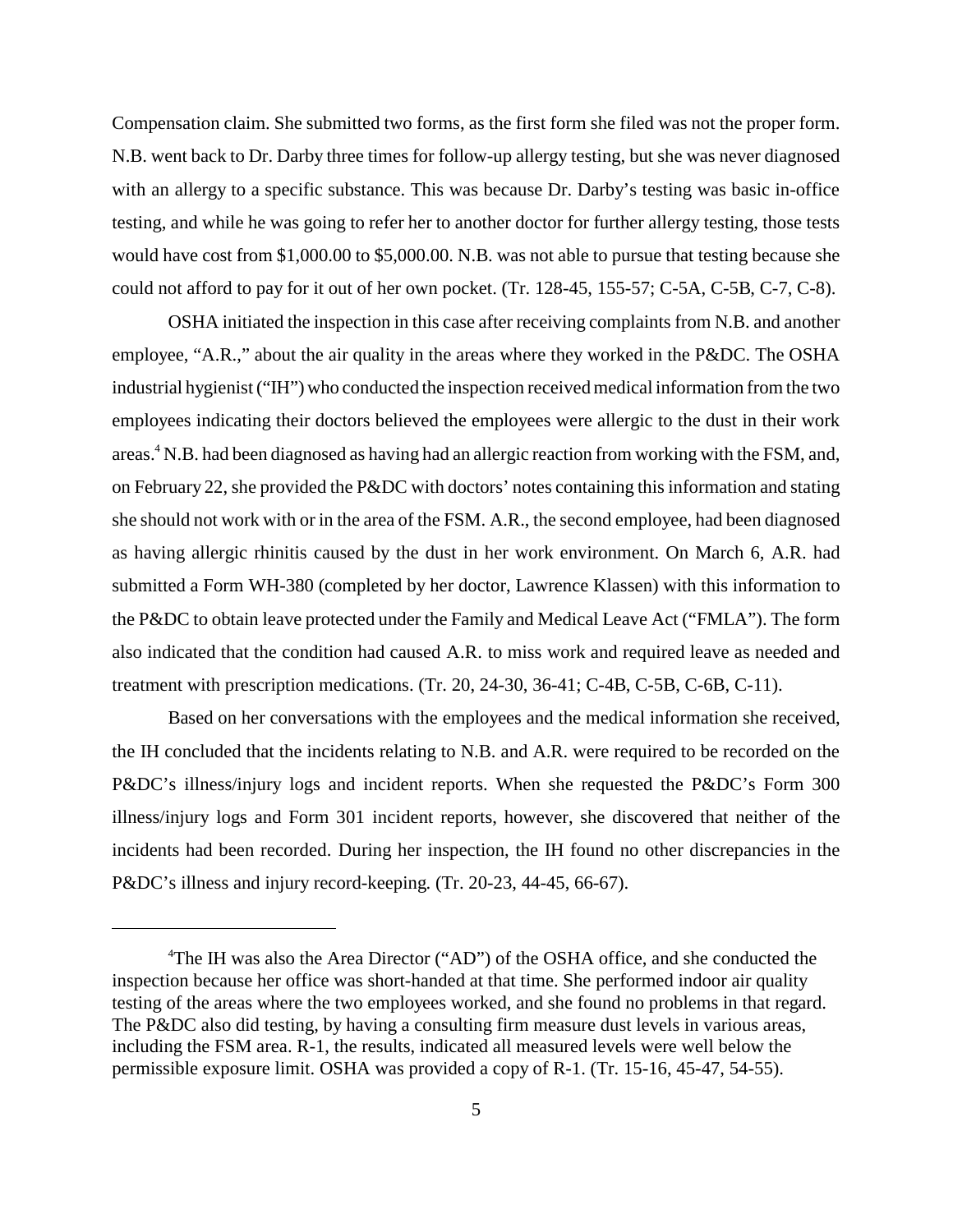Compensation claim. She submitted two forms, as the first form she filed was not the proper form. N.B. went back to Dr. Darby three times for follow-up allergy testing, but she was never diagnosed with an allergy to a specific substance. This was because Dr. Darby's testing was basic in-office testing, and while he was going to refer her to another doctor for further allergy testing, those tests would have cost from $1,000.00 to $5,000.00. N.B. was not able to pursue that testing because she could not afford to pay for it out of her own pocket. (Tr. 128-45, 155-57; C-5A, C-5B, C-7, C-8).

OSHA initiated the inspection in this case after receiving complaints from N.B. and another employee, "A.R.," about the air quality in the areas where they worked in the P&DC. The OSHA industrial hygienist ("IH") who conducted the inspection received medical information from the two employees indicating their doctors believed the employees were allergic to the dust in their work areas.[4] N.B. had been diagnosed as having had an allergic reaction from working with the FSM, and, on February 22, she provided the P&DC with doctors' notes containing this information and stating she should not work with or in the area of the FSM. A.R., the second employee, had been diagnosed as having allergic rhinitis caused by the dust in her work environment. On March 6, A.R. had submitted a Form WH-380 (completed by her doctor, Lawrence Klassen) with this information to the P&DC to obtain leave protected under the Family and Medical Leave Act ("FMLA"). The form also indicated that the condition had caused A.R. to miss work and required leave as needed and treatment with prescription medications. (Tr. 20, 24-30, 36-41; C-4B, C-5B, C-6B, C-11).

Based on her conversations with the employees and the medical information she received, the IH concluded that the incidents relating to N.B. and A.R. were required to be recorded on the P&DC's illness/injury logs and incident reports. When she requested the P&DC's Form 300 illness/injury logs and Form 301 incident reports, however, she discovered that neither of the incidents had been recorded. During her inspection, the IH found no other discrepancies in the P&DC's illness and injury record-keeping. (Tr. 20-23, 44-45, 66-67).

---

[4]The IH was also the Area Director ("AD") of the OSHA office, and she conducted the inspection because her office was short-handed at that time. She performed indoor air quality testing of the areas where the two employees worked, and she found no problems in that regard. The P&DC also did testing, by having a consulting firm measure dust levels in various areas, including the FSM area. R-1, the results, indicated all measured levels were well below the permissible exposure limit. OSHA was provided a copy of R-1. (Tr. 15-16, 45-47, 54-55).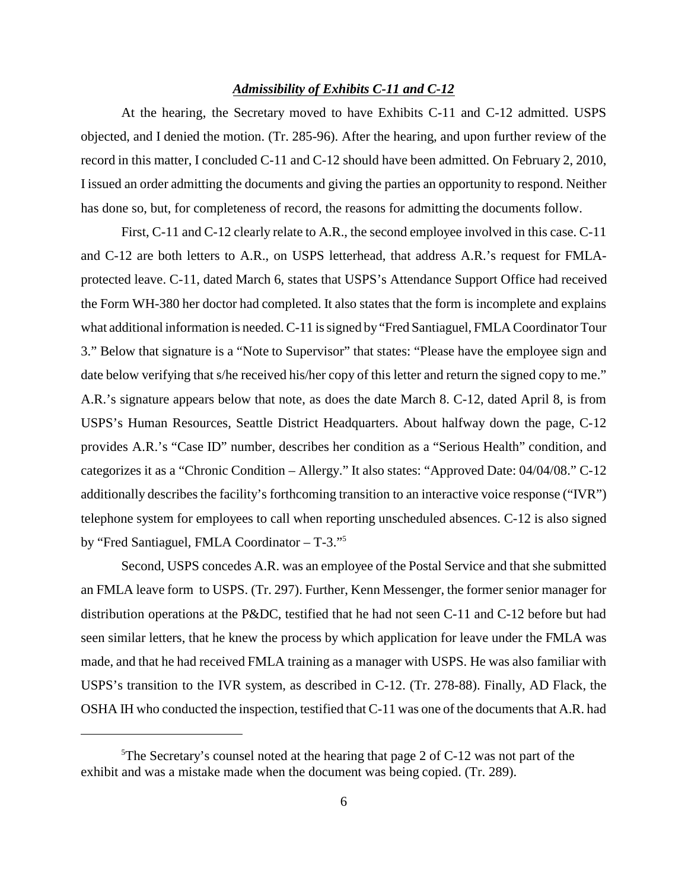***Admissibility of Exhibits C-11 and C-12***

At the hearing, the Secretary moved to have Exhibits C-11 and C-12 admitted. USPS objected, and I denied the motion. (Tr. 285-96). After the hearing, and upon further review of the record in this matter, I concluded C-11 and C-12 should have been admitted. On February 2, 2010, I issued an order admitting the documents and giving the parties an opportunity to respond. Neither has done so, but, for completeness of record, the reasons for admitting the documents follow.

First, C-11 and C-12 clearly relate to A.R., the second employee involved in this case. C-11 and C-12 are both letters to A.R., on USPS letterhead, that address A.R.'s request for FMLA-protected leave. C-11, dated March 6, states that USPS's Attendance Support Office had received the Form WH-380 her doctor had completed. It also states that the form is incomplete and explains what additional information is needed. C-11 is signed by "Fred Santiaguel, FMLA Coordinator Tour 3." Below that signature is a "Note to Supervisor" that states: "Please have the employee sign and date below verifying that s/he received his/her copy of this letter and return the signed copy to me." A.R.'s signature appears below that note, as does the date March 8. C-12, dated April 8, is from USPS's Human Resources, Seattle District Headquarters. About halfway down the page, C-12 provides A.R.'s "Case ID" number, describes her condition as a "Serious Health" condition, and categorizes it as a "Chronic Condition – Allergy." It also states: "Approved Date: 04/04/08." C-12 additionally describes the facility's forthcoming transition to an interactive voice response ("IVR") telephone system for employees to call when reporting unscheduled absences. C-12 is also signed by "Fred Santiaguel, FMLA Coordinator – T-3."[5]

Second, USPS concedes A.R. was an employee of the Postal Service and that she submitted an FMLA leave form to USPS. (Tr. 297). Further, Kenn Messenger, the former senior manager for distribution operations at the P&DC, testified that he had not seen C-11 and C-12 before but had seen similar letters, that he knew the process by which application for leave under the FMLA was made, and that he had received FMLA training as a manager with USPS. He was also familiar with USPS's transition to the IVR system, as described in C-12. (Tr. 278-88). Finally, AD Flack, the OSHA IH who conducted the inspection, testified that C-11 was one of the documents that A.R. had

---

[5]The Secretary's counsel noted at the hearing that page 2 of C-12 was not part of the exhibit and was a mistake made when the document was being copied. (Tr. 289).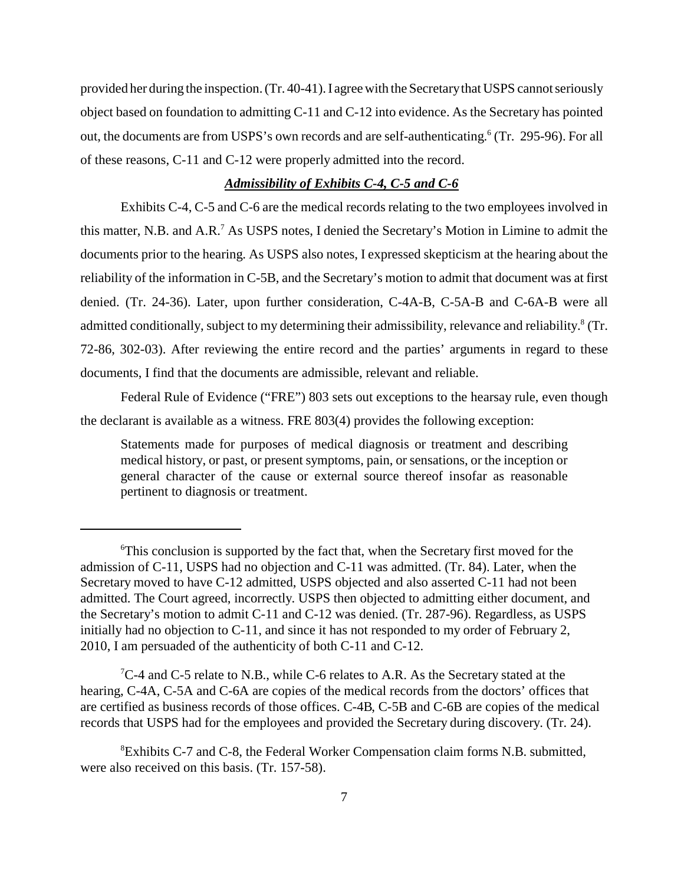provided her during the inspection. (Tr. 40-41). I agree with the Secretary that USPS cannot seriously object based on foundation to admitting C-11 and C-12 into evidence. As the Secretary has pointed out, the documents are from USPS's own records and are self-authenticating.[6] (Tr. 295-96). For all of these reasons, C-11 and C-12 were properly admitted into the record.

***Admissibility of Exhibits C-4, C-5 and C-6***

Exhibits C-4, C-5 and C-6 are the medical records relating to the two employees involved in this matter, N.B. and A.R.[7] As USPS notes, I denied the Secretary's Motion in Limine to admit the documents prior to the hearing. As USPS also notes, I expressed skepticism at the hearing about the reliability of the information in C-5B, and the Secretary's motion to admit that document was at first denied. (Tr. 24-36). Later, upon further consideration, C-4A-B, C-5A-B and C-6A-B were all admitted conditionally, subject to my determining their admissibility, relevance and reliability.[8] (Tr. 72-86, 302-03). After reviewing the entire record and the parties' arguments in regard to these documents, I find that the documents are admissible, relevant and reliable.

Federal Rule of Evidence ("FRE") 803 sets out exceptions to the hearsay rule, even though the declarant is available as a witness. FRE 803(4) provides the following exception:

> Statements made for purposes of medical diagnosis or treatment and describing medical history, or past, or present symptoms, pain, or sensations, or the inception or general character of the cause or external source thereof insofar as reasonable pertinent to diagnosis or treatment.

---

[6] This conclusion is supported by the fact that, when the Secretary first moved for the admission of C-11, USPS had no objection and C-11 was admitted. (Tr. 84). Later, when the Secretary moved to have C-12 admitted, USPS objected and also asserted C-11 had not been admitted. The Court agreed, incorrectly. USPS then objected to admitting either document, and the Secretary's motion to admit C-11 and C-12 was denied. (Tr. 287-96). Regardless, as USPS initially had no objection to C-11, and since it has not responded to my order of February 2, 2010, I am persuaded of the authenticity of both C-11 and C-12.

[7] C-4 and C-5 relate to N.B., while C-6 relates to A.R. As the Secretary stated at the hearing, C-4A, C-5A and C-6A are copies of the medical records from the doctors' offices that are certified as business records of those offices. C-4B, C-5B and C-6B are copies of the medical records that USPS had for the employees and provided the Secretary during discovery. (Tr. 24).

[8] Exhibits C-7 and C-8, the Federal Worker Compensation claim forms N.B. submitted, were also received on this basis. (Tr. 157-58).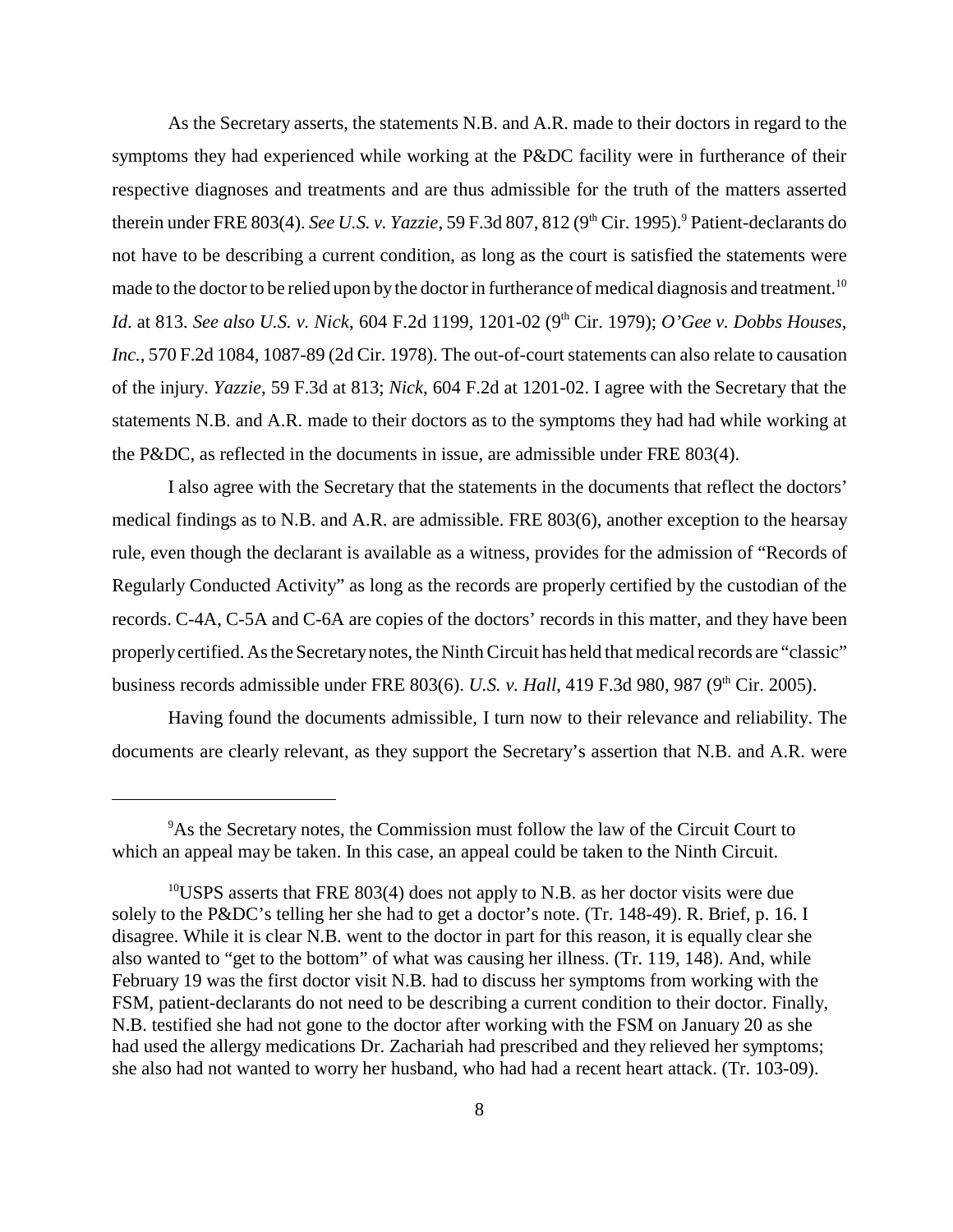As the Secretary asserts, the statements N.B. and A.R. made to their doctors in regard to the symptoms they had experienced while working at the P&DC facility were in furtherance of their respective diagnoses and treatments and are thus admissible for the truth of the matters asserted therein under FRE 803(4). *See U.S. v. Yazzie*, 59 F.3d 807, 812 (9th Cir. 1995).[9] Patient-declarants do not have to be describing a current condition, as long as the court is satisfied the statements were made to the doctor to be relied upon by the doctor in furtherance of medical diagnosis and treatment.[10] *Id*. at 813. *See also U.S. v. Nick*, 604 F.2d 1199, 1201-02 (9th Cir. 1979); *O'Gee v. Dobbs Houses, Inc.*, 570 F.2d 1084, 1087-89 (2d Cir. 1978). The out-of-court statements can also relate to causation of the injury. *Yazzie*, 59 F.3d at 813; *Nick*, 604 F.2d at 1201-02. I agree with the Secretary that the statements N.B. and A.R. made to their doctors as to the symptoms they had had while working at the P&DC, as reflected in the documents in issue, are admissible under FRE 803(4).

I also agree with the Secretary that the statements in the documents that reflect the doctors' medical findings as to N.B. and A.R. are admissible. FRE 803(6), another exception to the hearsay rule, even though the declarant is available as a witness, provides for the admission of "Records of Regularly Conducted Activity" as long as the records are properly certified by the custodian of the records. C-4A, C-5A and C-6A are copies of the doctors' records in this matter, and they have been properly certified. As the Secretary notes, the Ninth Circuit has held that medical records are "classic" business records admissible under FRE 803(6). *U.S. v. Hall*, 419 F.3d 980, 987 (9th Cir. 2005).

Having found the documents admissible, I turn now to their relevance and reliability. The documents are clearly relevant, as they support the Secretary's assertion that N.B. and A.R. were

---

[9] As the Secretary notes, the Commission must follow the law of the Circuit Court to which an appeal may be taken. In this case, an appeal could be taken to the Ninth Circuit.

[10] USPS asserts that FRE 803(4) does not apply to N.B. as her doctor visits were due solely to the P&DC's telling her she had to get a doctor's note. (Tr. 148-49). R. Brief, p. 16. I disagree. While it is clear N.B. went to the doctor in part for this reason, it is equally clear she also wanted to "get to the bottom" of what was causing her illness. (Tr. 119, 148). And, while February 19 was the first doctor visit N.B. had to discuss her symptoms from working with the FSM, patient-declarants do not need to be describing a current condition to their doctor. Finally, N.B. testified she had not gone to the doctor after working with the FSM on January 20 as she had used the allergy medications Dr. Zachariah had prescribed and they relieved her symptoms; she also had not wanted to worry her husband, who had had a recent heart attack. (Tr. 103-09).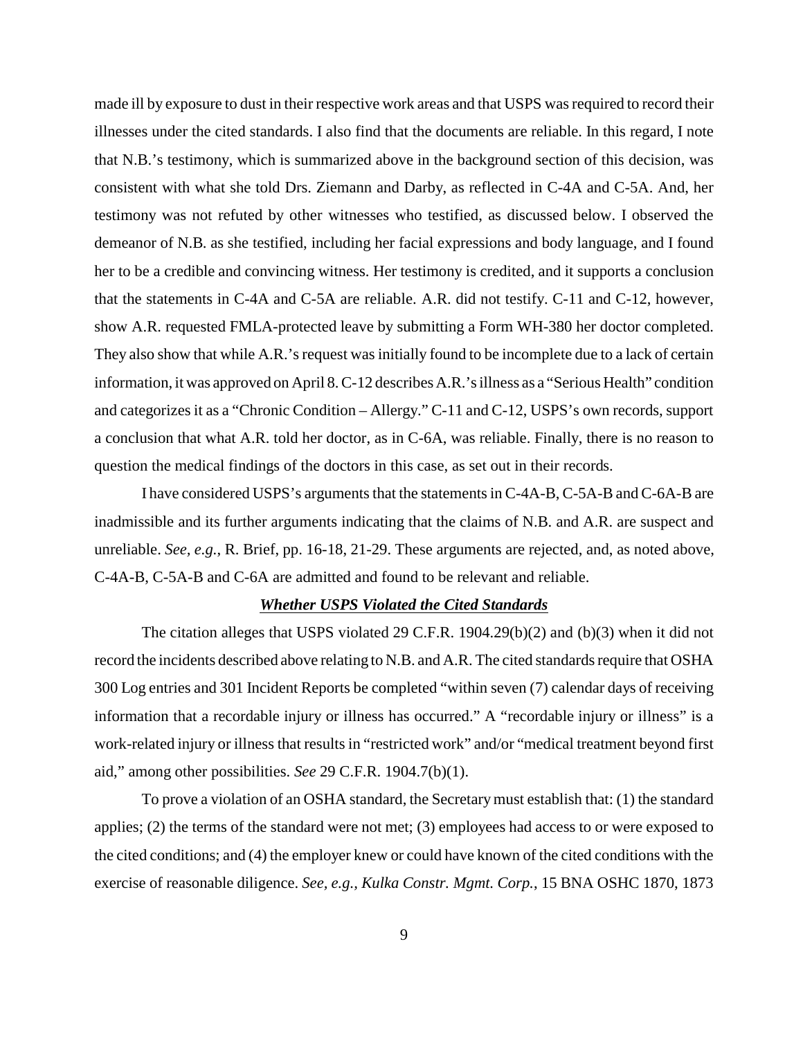made ill by exposure to dust in their respective work areas and that USPS was required to record their illnesses under the cited standards. I also find that the documents are reliable. In this regard, I note that N.B.'s testimony, which is summarized above in the background section of this decision, was consistent with what she told Drs. Ziemann and Darby, as reflected in C-4A and C-5A. And, her testimony was not refuted by other witnesses who testified, as discussed below. I observed the demeanor of N.B. as she testified, including her facial expressions and body language, and I found her to be a credible and convincing witness. Her testimony is credited, and it supports a conclusion that the statements in C-4A and C-5A are reliable. A.R. did not testify. C-11 and C-12, however, show A.R. requested FMLA-protected leave by submitting a Form WH-380 her doctor completed. They also show that while A.R.'s request was initially found to be incomplete due to a lack of certain information, it was approved on April 8. C-12 describes A.R.'s illness as a "Serious Health" condition and categorizes it as a "Chronic Condition – Allergy." C-11 and C-12, USPS's own records, support a conclusion that what A.R. told her doctor, as in C-6A, was reliable. Finally, there is no reason to question the medical findings of the doctors in this case, as set out in their records.

I have considered USPS's arguments that the statements in C-4A-B, C-5A-B and C-6A-B are inadmissible and its further arguments indicating that the claims of N.B. and A.R. are suspect and unreliable. *See, e.g.*, R. Brief, pp. 16-18, 21-29. These arguments are rejected, and, as noted above, C-4A-B, C-5A-B and C-6A are admitted and found to be relevant and reliable.

***Whether USPS Violated the Cited Standards***

The citation alleges that USPS violated 29 C.F.R. 1904.29(b)(2) and (b)(3) when it did not record the incidents described above relating to N.B. and A.R. The cited standards require that OSHA 300 Log entries and 301 Incident Reports be completed "within seven (7) calendar days of receiving information that a recordable injury or illness has occurred." A "recordable injury or illness" is a work-related injury or illness that results in "restricted work" and/or "medical treatment beyond first aid," among other possibilities. *See* 29 C.F.R. 1904.7(b)(1).

To prove a violation of an OSHA standard, the Secretary must establish that: (1) the standard applies; (2) the terms of the standard were not met; (3) employees had access to or were exposed to the cited conditions; and (4) the employer knew or could have known of the cited conditions with the exercise of reasonable diligence. *See, e.g., Kulka Constr. Mgmt. Corp.*, 15 BNA OSHC 1870, 1873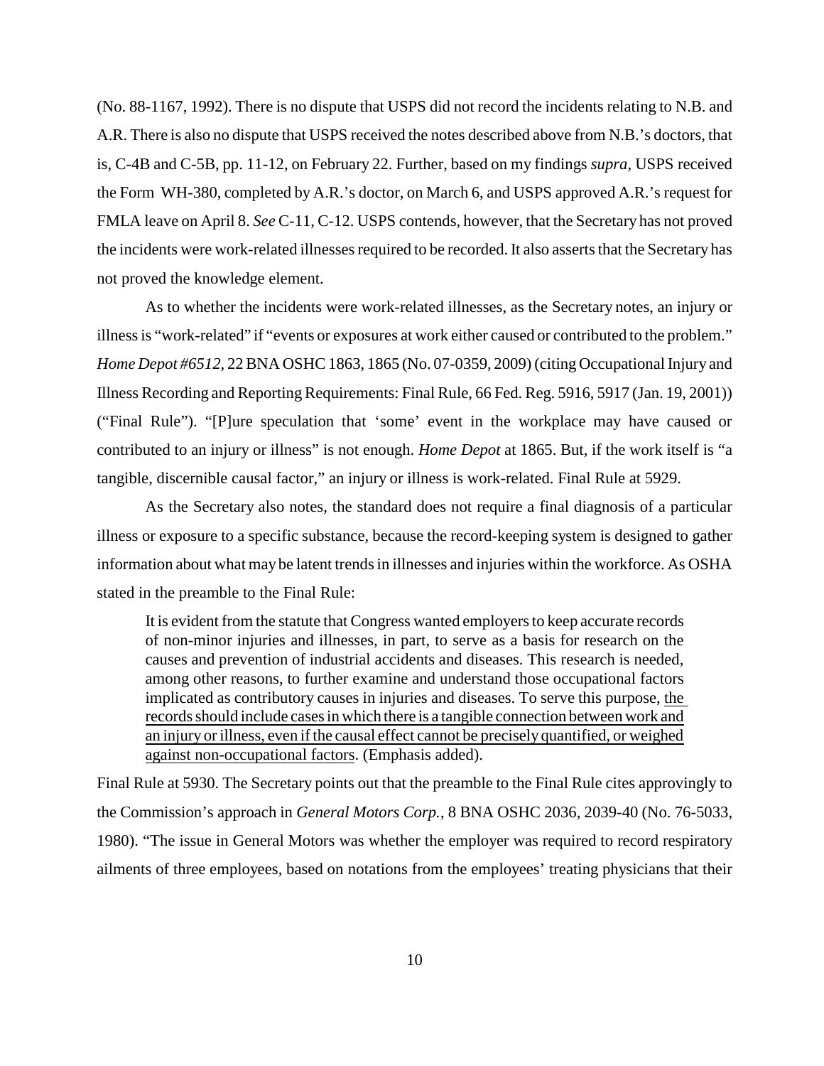(No. 88-1167, 1992). There is no dispute that USPS did not record the incidents relating to N.B. and A.R. There is also no dispute that USPS received the notes described above from N.B.'s doctors, that is, C-4B and C-5B, pp. 11-12, on February 22. Further, based on my findings *supra*, USPS received the Form WH-380, completed by A.R.'s doctor, on March 6, and USPS approved A.R.'s request for FMLA leave on April 8. *See* C-11, C-12. USPS contends, however, that the Secretary has not proved the incidents were work-related illnesses required to be recorded. It also asserts that the Secretary has not proved the knowledge element.

As to whether the incidents were work-related illnesses, as the Secretary notes, an injury or illness is "work-related" if "events or exposures at work either caused or contributed to the problem." *Home Depot #6512*, 22 BNA OSHC 1863, 1865 (No. 07-0359, 2009) (citing Occupational Injury and Illness Recording and Reporting Requirements: Final Rule, 66 Fed. Reg. 5916, 5917 (Jan. 19, 2001)) ("Final Rule"). "[P]ure speculation that 'some' event in the workplace may have caused or contributed to an injury or illness" is not enough. *Home Depot* at 1865. But, if the work itself is "a tangible, discernible causal factor," an injury or illness is work-related. Final Rule at 5929.

As the Secretary also notes, the standard does not require a final diagnosis of a particular illness or exposure to a specific substance, because the record-keeping system is designed to gather information about what may be latent trends in illnesses and injuries within the workforce. As OSHA stated in the preamble to the Final Rule:

> It is evident from the statute that Congress wanted employers to keep accurate records of non-minor injuries and illnesses, in part, to serve as a basis for research on the causes and prevention of industrial accidents and diseases. This research is needed, among other reasons, to further examine and understand those occupational factors implicated as contributory causes in injuries and diseases. To serve this purpose, <u>the records should include cases in which there is a tangible connection between work and an injury or illness, even if the causal effect cannot be precisely quantified, or weighed against non-occupational factors</u>. (Emphasis added).

Final Rule at 5930. The Secretary points out that the preamble to the Final Rule cites approvingly to the Commission's approach in *General Motors Corp.*, 8 BNA OSHC 2036, 2039-40 (No. 76-5033, 1980). "The issue in General Motors was whether the employer was required to record respiratory ailments of three employees, based on notations from the employees' treating physicians that their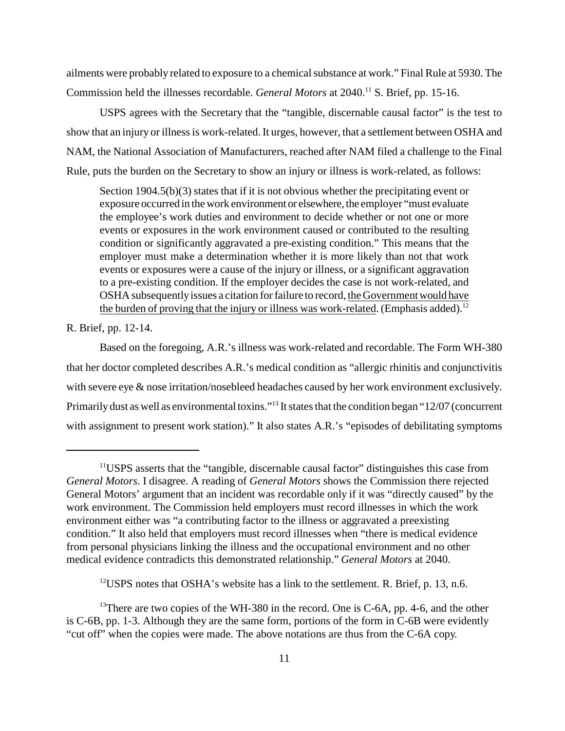ailments were probably related to exposure to a chemical substance at work." Final Rule at 5930. The Commission held the illnesses recordable. *General Motors* at 2040.[11] S. Brief, pp. 15-16.

USPS agrees with the Secretary that the "tangible, discernable causal factor" is the test to show that an injury or illness is work-related. It urges, however, that a settlement between OSHA and NAM, the National Association of Manufacturers, reached after NAM filed a challenge to the Final Rule, puts the burden on the Secretary to show an injury or illness is work-related, as follows:

> Section 1904.5(b)(3) states that if it is not obvious whether the precipitating event or exposure occurred in the work environment or elsewhere, the employer "must evaluate the employee's work duties and environment to decide whether or not one or more events or exposures in the work environment caused or contributed to the resulting condition or significantly aggravated a pre-existing condition." This means that the employer must make a determination whether it is more likely than not that work events or exposures were a cause of the injury or illness, or a significant aggravation to a pre-existing condition. If the employer decides the case is not work-related, and OSHA subsequently issues a citation for failure to record, <u>the Government would have the burden of proving that the injury or illness was work-related</u>. (Emphasis added).[12]

R. Brief, pp. 12-14.

Based on the foregoing, A.R.'s illness was work-related and recordable. The Form WH-380 that her doctor completed describes A.R.'s medical condition as "allergic rhinitis and conjunctivitis with severe eye & nose irritation/nosebleed headaches caused by her work environment exclusively. Primarily dust as well as environmental toxins."[13] It states that the condition began "12/07 (concurrent with assignment to present work station)." It also states A.R.'s "episodes of debilitating symptoms

---

[11]USPS asserts that the "tangible, discernable causal factor" distinguishes this case from *General Motors*. I disagree. A reading of *General Motors* shows the Commission there rejected General Motors' argument that an incident was recordable only if it was "directly caused" by the work environment. The Commission held employers must record illnesses in which the work environment either was "a contributing factor to the illness or aggravated a preexisting condition." It also held that employers must record illnesses when "there is medical evidence from personal physicians linking the illness and the occupational environment and no other medical evidence contradicts this demonstrated relationship." *General Motors* at 2040.

[12]USPS notes that OSHA's website has a link to the settlement. R. Brief, p. 13, n.6.

[13]There are two copies of the WH-380 in the record. One is C-6A, pp. 4-6, and the other is C-6B, pp. 1-3. Although they are the same form, portions of the form in C-6B were evidently "cut off" when the copies were made. The above notations are thus from the C-6A copy.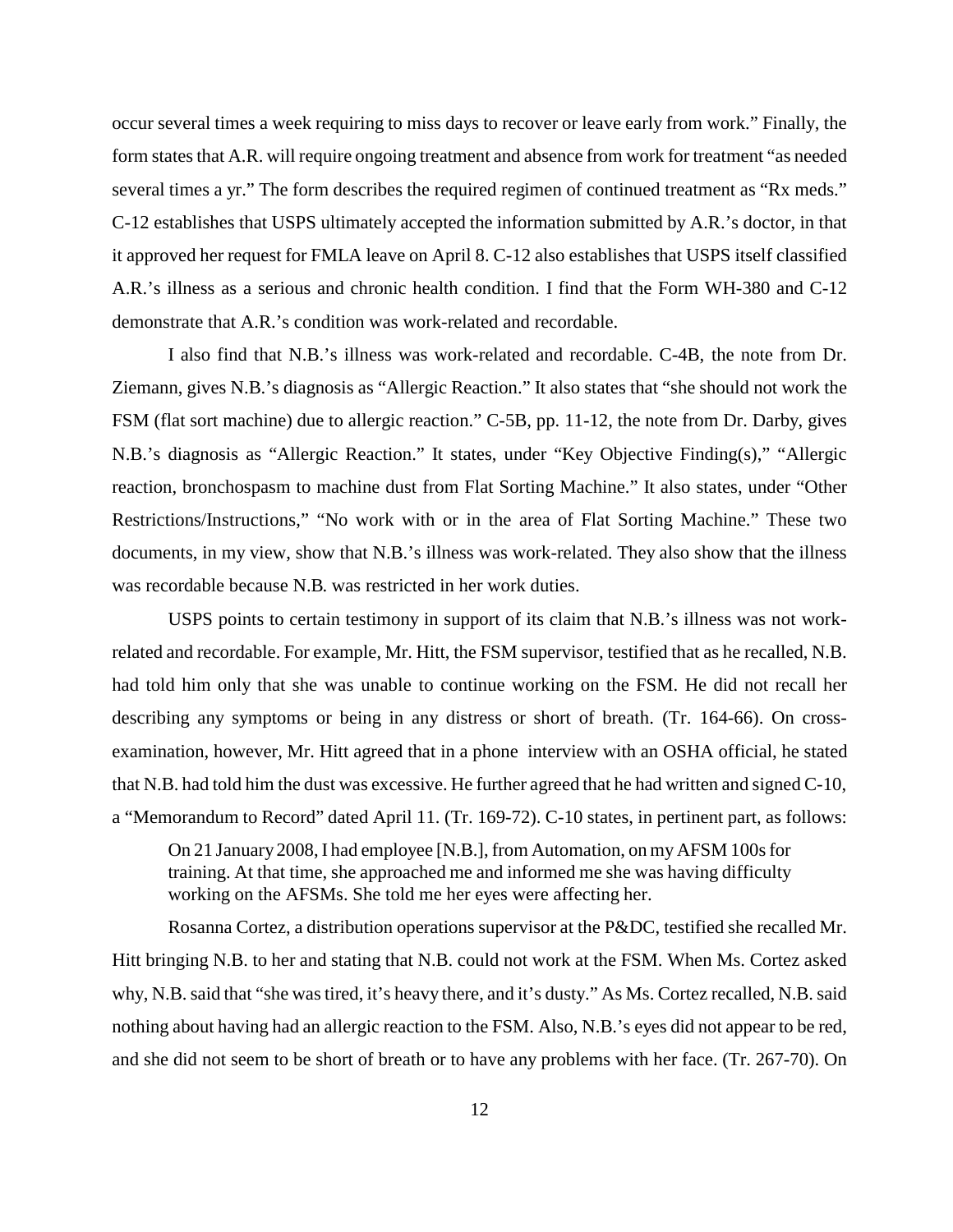occur several times a week requiring to miss days to recover or leave early from work." Finally, the form states that A.R. will require ongoing treatment and absence from work for treatment "as needed several times a yr." The form describes the required regimen of continued treatment as "Rx meds." C-12 establishes that USPS ultimately accepted the information submitted by A.R.'s doctor, in that it approved her request for FMLA leave on April 8. C-12 also establishes that USPS itself classified A.R.'s illness as a serious and chronic health condition. I find that the Form WH-380 and C-12 demonstrate that A.R.'s condition was work-related and recordable.

I also find that N.B.'s illness was work-related and recordable. C-4B, the note from Dr. Ziemann, gives N.B.'s diagnosis as "Allergic Reaction." It also states that "she should not work the FSM (flat sort machine) due to allergic reaction." C-5B, pp. 11-12, the note from Dr. Darby, gives N.B.'s diagnosis as "Allergic Reaction." It states, under "Key Objective Finding(s)," "Allergic reaction, bronchospasm to machine dust from Flat Sorting Machine." It also states, under "Other Restrictions/Instructions," "No work with or in the area of Flat Sorting Machine." These two documents, in my view, show that N.B.'s illness was work-related. They also show that the illness was recordable because N.B. was restricted in her work duties.

USPS points to certain testimony in support of its claim that N.B.'s illness was not work-related and recordable. For example, Mr. Hitt, the FSM supervisor, testified that as he recalled, N.B. had told him only that she was unable to continue working on the FSM. He did not recall her describing any symptoms or being in any distress or short of breath. (Tr. 164-66). On cross-examination, however, Mr. Hitt agreed that in a phone interview with an OSHA official, he stated that N.B. had told him the dust was excessive. He further agreed that he had written and signed C-10, a "Memorandum to Record" dated April 11. (Tr. 169-72). C-10 states, in pertinent part, as follows:

> On 21 January 2008, I had employee [N.B.], from Automation, on my AFSM 100s for training. At that time, she approached me and informed me she was having difficulty working on the AFSMs. She told me her eyes were affecting her.

Rosanna Cortez, a distribution operations supervisor at the P&DC, testified she recalled Mr. Hitt bringing N.B. to her and stating that N.B. could not work at the FSM. When Ms. Cortez asked why, N.B. said that "she was tired, it's heavy there, and it's dusty." As Ms. Cortez recalled, N.B. said nothing about having had an allergic reaction to the FSM. Also, N.B.'s eyes did not appear to be red, and she did not seem to be short of breath or to have any problems with her face. (Tr. 267-70). On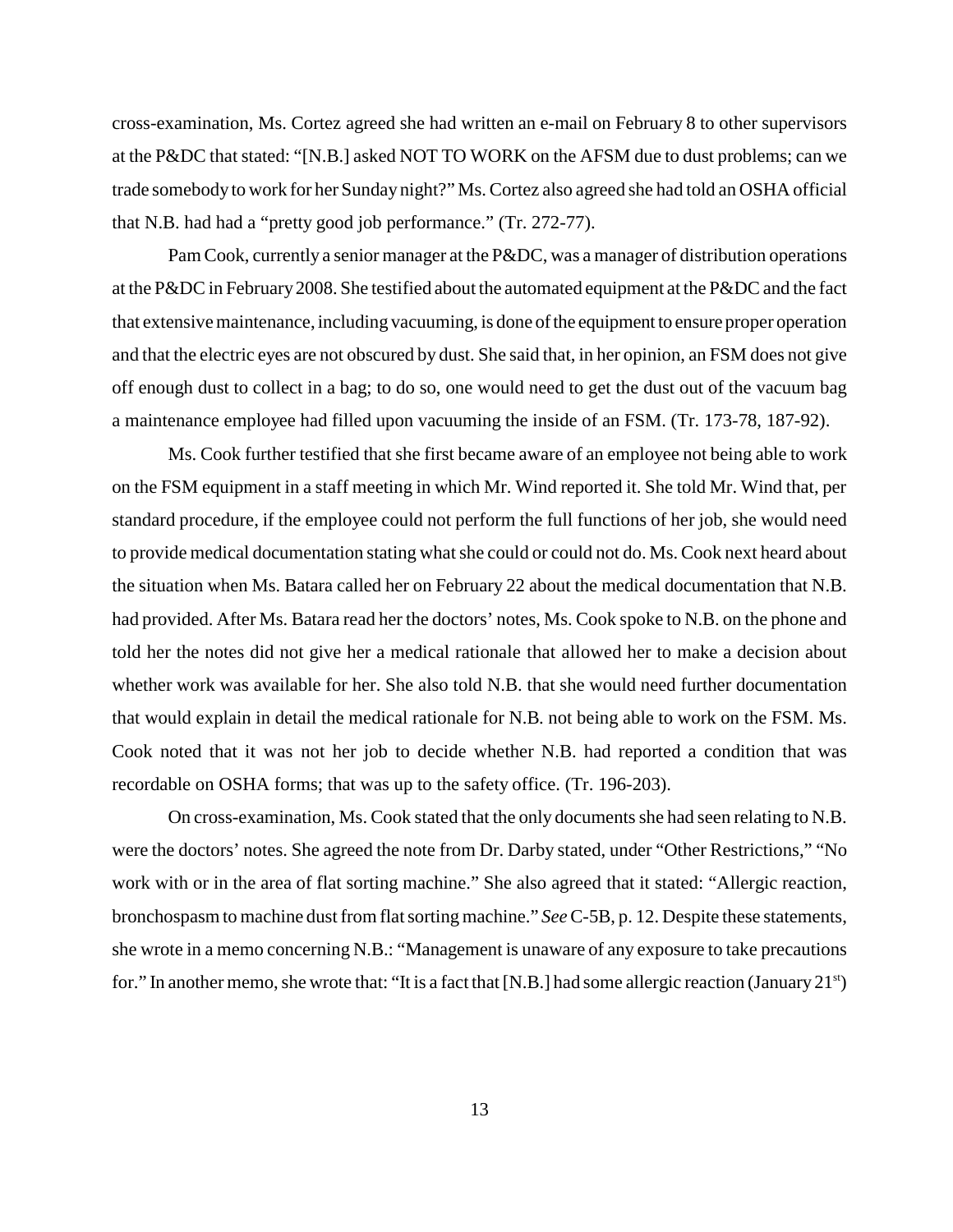cross-examination, Ms. Cortez agreed she had written an e-mail on February 8 to other supervisors at the P&DC that stated: "[N.B.] asked NOT TO WORK on the AFSM due to dust problems; can we trade somebody to work for her Sunday night?" Ms. Cortez also agreed she had told an OSHA official that N.B. had had a "pretty good job performance." (Tr. 272-77).

Pam Cook, currently a senior manager at the P&DC, was a manager of distribution operations at the P&DC in February 2008. She testified about the automated equipment at the P&DC and the fact that extensive maintenance, including vacuuming, is done of the equipment to ensure proper operation and that the electric eyes are not obscured by dust. She said that, in her opinion, an FSM does not give off enough dust to collect in a bag; to do so, one would need to get the dust out of the vacuum bag a maintenance employee had filled upon vacuuming the inside of an FSM. (Tr. 173-78, 187-92).

Ms. Cook further testified that she first became aware of an employee not being able to work on the FSM equipment in a staff meeting in which Mr. Wind reported it. She told Mr. Wind that, per standard procedure, if the employee could not perform the full functions of her job, she would need to provide medical documentation stating what she could or could not do. Ms. Cook next heard about the situation when Ms. Batara called her on February 22 about the medical documentation that N.B. had provided. After Ms. Batara read her the doctors' notes, Ms. Cook spoke to N.B. on the phone and told her the notes did not give her a medical rationale that allowed her to make a decision about whether work was available for her. She also told N.B. that she would need further documentation that would explain in detail the medical rationale for N.B. not being able to work on the FSM. Ms. Cook noted that it was not her job to decide whether N.B. had reported a condition that was recordable on OSHA forms; that was up to the safety office. (Tr. 196-203).

On cross-examination, Ms. Cook stated that the only documents she had seen relating to N.B. were the doctors' notes. She agreed the note from Dr. Darby stated, under "Other Restrictions," "No work with or in the area of flat sorting machine." She also agreed that it stated: "Allergic reaction, bronchospasm to machine dust from flat sorting machine." *See* C-5B, p. 12. Despite these statements, she wrote in a memo concerning N.B.: "Management is unaware of any exposure to take precautions for." In another memo, she wrote that: "It is a fact that [N.B.] had some allergic reaction (January 21st)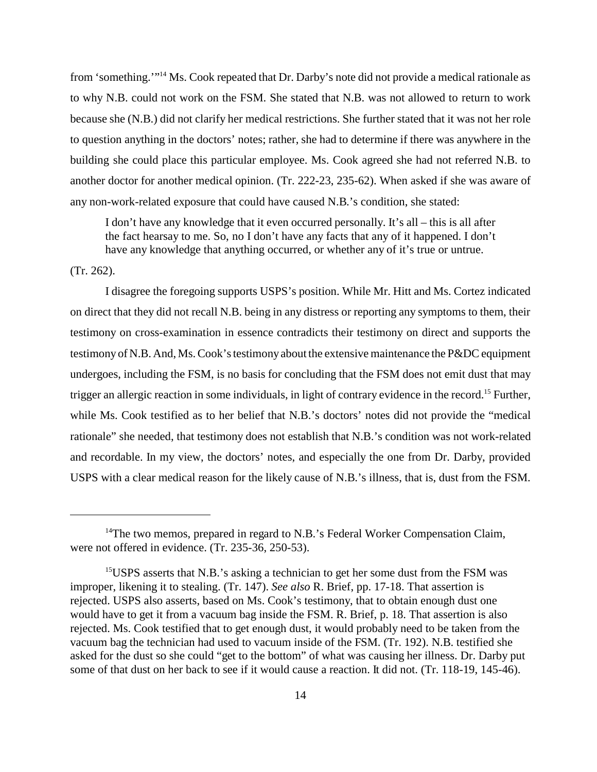from 'something.'"[14] Ms. Cook repeated that Dr. Darby's note did not provide a medical rationale as to why N.B. could not work on the FSM. She stated that N.B. was not allowed to return to work because she (N.B.) did not clarify her medical restrictions. She further stated that it was not her role to question anything in the doctors' notes; rather, she had to determine if there was anywhere in the building she could place this particular employee. Ms. Cook agreed she had not referred N.B. to another doctor for another medical opinion. (Tr. 222-23, 235-62). When asked if she was aware of any non-work-related exposure that could have caused N.B.'s condition, she stated:

> I don't have any knowledge that it even occurred personally. It's all – this is all after the fact hearsay to me. So, no I don't have any facts that any of it happened. I don't have any knowledge that anything occurred, or whether any of it's true or untrue.

(Tr. 262).

I disagree the foregoing supports USPS's position. While Mr. Hitt and Ms. Cortez indicated on direct that they did not recall N.B. being in any distress or reporting any symptoms to them, their testimony on cross-examination in essence contradicts their testimony on direct and supports the testimony of N.B. And, Ms. Cook's testimony about the extensive maintenance the P&DC equipment undergoes, including the FSM, is no basis for concluding that the FSM does not emit dust that may trigger an allergic reaction in some individuals, in light of contrary evidence in the record.[15] Further, while Ms. Cook testified as to her belief that N.B.'s doctors' notes did not provide the "medical rationale" she needed, that testimony does not establish that N.B.'s condition was not work-related and recordable. In my view, the doctors' notes, and especially the one from Dr. Darby, provided USPS with a clear medical reason for the likely cause of N.B.'s illness, that is, dust from the FSM.

---

[14] The two memos, prepared in regard to N.B.'s Federal Worker Compensation Claim, were not offered in evidence. (Tr. 235-36, 250-53).

[15] USPS asserts that N.B.'s asking a technician to get her some dust from the FSM was improper, likening it to stealing. (Tr. 147). *See also* R. Brief, pp. 17-18. That assertion is rejected. USPS also asserts, based on Ms. Cook's testimony, that to obtain enough dust one would have to get it from a vacuum bag inside the FSM. R. Brief, p. 18. That assertion is also rejected. Ms. Cook testified that to get enough dust, it would probably need to be taken from the vacuum bag the technician had used to vacuum inside of the FSM. (Tr. 192). N.B. testified she asked for the dust so she could "get to the bottom" of what was causing her illness. Dr. Darby put some of that dust on her back to see if it would cause a reaction. It did not. (Tr. 118-19, 145-46).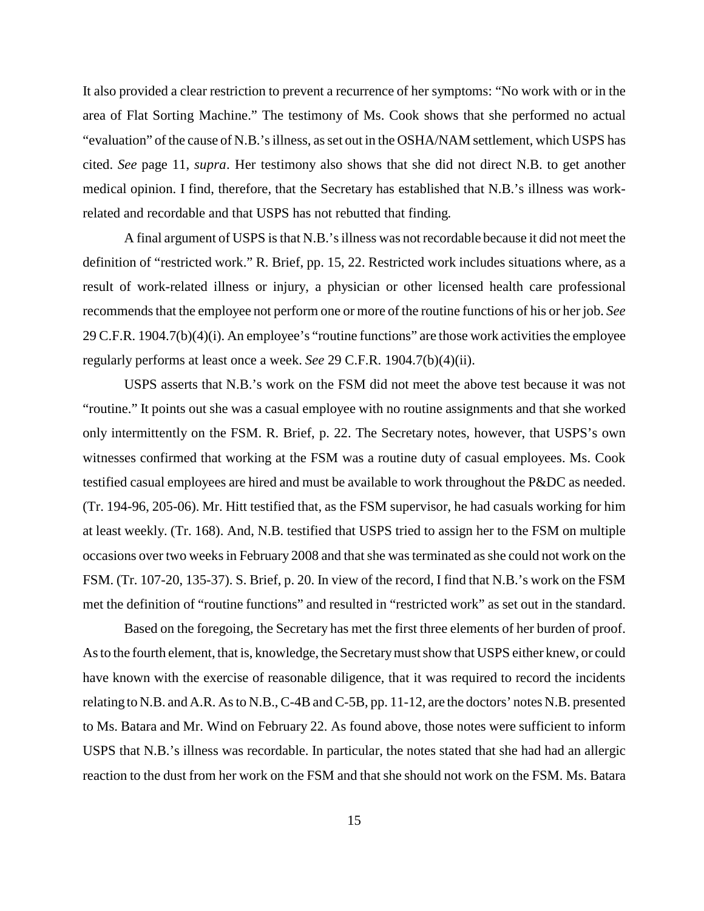It also provided a clear restriction to prevent a recurrence of her symptoms: "No work with or in the area of Flat Sorting Machine." The testimony of Ms. Cook shows that she performed no actual "evaluation" of the cause of N.B.'s illness, as set out in the OSHA/NAM settlement, which USPS has cited. *See* page 11, *supra*. Her testimony also shows that she did not direct N.B. to get another medical opinion. I find, therefore, that the Secretary has established that N.B.'s illness was work-related and recordable and that USPS has not rebutted that finding.

A final argument of USPS is that N.B.'s illness was not recordable because it did not meet the definition of "restricted work." R. Brief, pp. 15, 22. Restricted work includes situations where, as a result of work-related illness or injury, a physician or other licensed health care professional recommends that the employee not perform one or more of the routine functions of his or her job. *See* 29 C.F.R. 1904.7(b)(4)(i). An employee's "routine functions" are those work activities the employee regularly performs at least once a week. *See* 29 C.F.R. 1904.7(b)(4)(ii).

USPS asserts that N.B.'s work on the FSM did not meet the above test because it was not "routine." It points out she was a casual employee with no routine assignments and that she worked only intermittently on the FSM. R. Brief, p. 22. The Secretary notes, however, that USPS's own witnesses confirmed that working at the FSM was a routine duty of casual employees. Ms. Cook testified casual employees are hired and must be available to work throughout the P&DC as needed. (Tr. 194-96, 205-06). Mr. Hitt testified that, as the FSM supervisor, he had casuals working for him at least weekly. (Tr. 168). And, N.B. testified that USPS tried to assign her to the FSM on multiple occasions over two weeks in February 2008 and that she was terminated as she could not work on the FSM. (Tr. 107-20, 135-37). S. Brief, p. 20. In view of the record, I find that N.B.'s work on the FSM met the definition of "routine functions" and resulted in "restricted work" as set out in the standard.

Based on the foregoing, the Secretary has met the first three elements of her burden of proof. As to the fourth element, that is, knowledge, the Secretary must show that USPS either knew, or could have known with the exercise of reasonable diligence, that it was required to record the incidents relating to N.B. and A.R. As to N.B., C-4B and C-5B, pp. 11-12, are the doctors' notes N.B. presented to Ms. Batara and Mr. Wind on February 22. As found above, those notes were sufficient to inform USPS that N.B.'s illness was recordable. In particular, the notes stated that she had had an allergic reaction to the dust from her work on the FSM and that she should not work on the FSM. Ms. Batara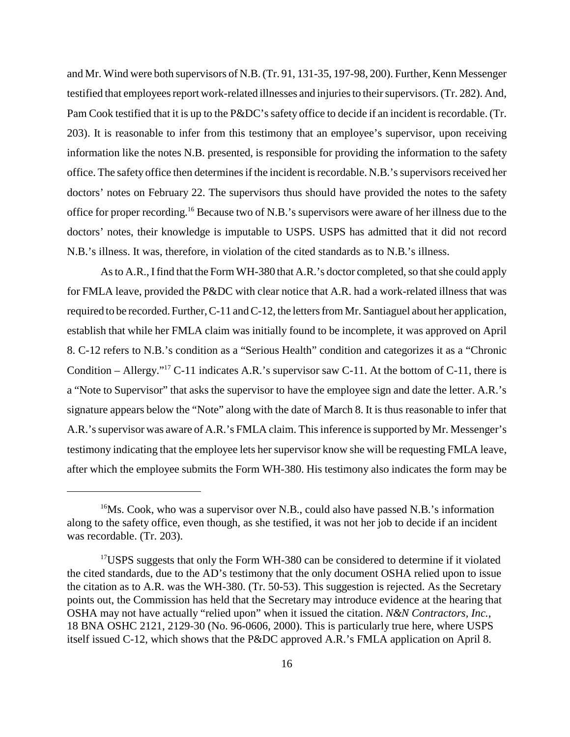and Mr. Wind were both supervisors of N.B. (Tr. 91, 131-35, 197-98, 200). Further, Kenn Messenger testified that employees report work-related illnesses and injuries to their supervisors. (Tr. 282). And, Pam Cook testified that it is up to the P&DC's safety office to decide if an incident is recordable. (Tr. 203). It is reasonable to infer from this testimony that an employee's supervisor, upon receiving information like the notes N.B. presented, is responsible for providing the information to the safety office. The safety office then determines if the incident is recordable. N.B.'s supervisors received her doctors' notes on February 22. The supervisors thus should have provided the notes to the safety office for proper recording.[16] Because two of N.B.'s supervisors were aware of her illness due to the doctors' notes, their knowledge is imputable to USPS. USPS has admitted that it did not record N.B.'s illness. It was, therefore, in violation of the cited standards as to N.B.'s illness.

As to A.R., I find that the Form WH-380 that A.R.'s doctor completed, so that she could apply for FMLA leave, provided the P&DC with clear notice that A.R. had a work-related illness that was required to be recorded. Further, C-11 and C-12, the letters from Mr. Santiaguel about her application, establish that while her FMLA claim was initially found to be incomplete, it was approved on April 8. C-12 refers to N.B.'s condition as a "Serious Health" condition and categorizes it as a "Chronic Condition – Allergy."[17] C-11 indicates A.R.'s supervisor saw C-11. At the bottom of C-11, there is a "Note to Supervisor" that asks the supervisor to have the employee sign and date the letter. A.R.'s signature appears below the "Note" along with the date of March 8. It is thus reasonable to infer that A.R.'s supervisor was aware of A.R.'s FMLA claim. This inference is supported by Mr. Messenger's testimony indicating that the employee lets her supervisor know she will be requesting FMLA leave, after which the employee submits the Form WH-380. His testimony also indicates the form may be

---

[16] Ms. Cook, who was a supervisor over N.B., could also have passed N.B.'s information along to the safety office, even though, as she testified, it was not her job to decide if an incident was recordable. (Tr. 203).

[17] USPS suggests that only the Form WH-380 can be considered to determine if it violated the cited standards, due to the AD's testimony that the only document OSHA relied upon to issue the citation as to A.R. was the WH-380. (Tr. 50-53). This suggestion is rejected. As the Secretary points out, the Commission has held that the Secretary may introduce evidence at the hearing that OSHA may not have actually "relied upon" when it issued the citation. *N&N Contractors, Inc.*, 18 BNA OSHC 2121, 2129-30 (No. 96-0606, 2000). This is particularly true here, where USPS itself issued C-12, which shows that the P&DC approved A.R.'s FMLA application on April 8.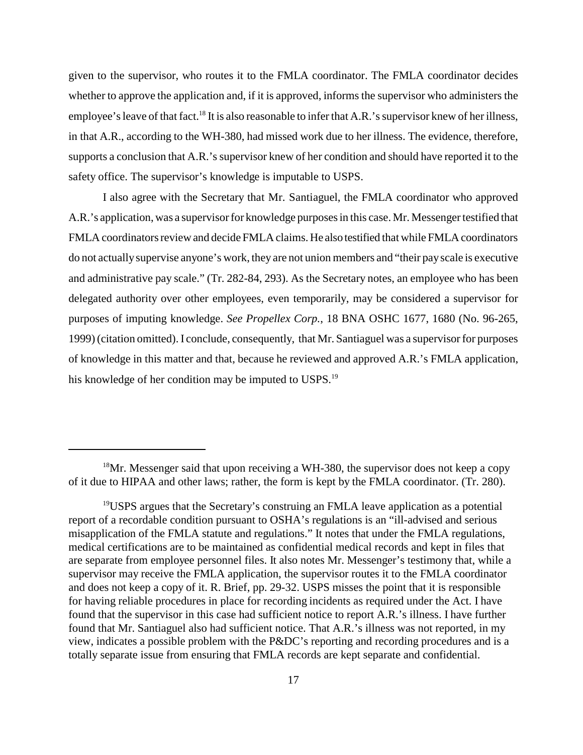given to the supervisor, who routes it to the FMLA coordinator. The FMLA coordinator decides whether to approve the application and, if it is approved, informs the supervisor who administers the employee's leave of that fact.[18] It is also reasonable to infer that A.R.'s supervisor knew of her illness, in that A.R., according to the WH-380, had missed work due to her illness. The evidence, therefore, supports a conclusion that A.R.'s supervisor knew of her condition and should have reported it to the safety office. The supervisor's knowledge is imputable to USPS.

I also agree with the Secretary that Mr. Santiaguel, the FMLA coordinator who approved A.R.'s application, was a supervisor for knowledge purposes in this case. Mr. Messenger testified that FMLA coordinators review and decide FMLA claims. He also testified that while FMLA coordinators do not actually supervise anyone's work, they are not union members and "their pay scale is executive and administrative pay scale." (Tr. 282-84, 293). As the Secretary notes, an employee who has been delegated authority over other employees, even temporarily, may be considered a supervisor for purposes of imputing knowledge. *See Propellex Corp.*, 18 BNA OSHC 1677, 1680 (No. 96-265, 1999) (citation omitted). I conclude, consequently, that Mr. Santiaguel was a supervisor for purposes of knowledge in this matter and that, because he reviewed and approved A.R.'s FMLA application, his knowledge of her condition may be imputed to USPS.[19]

---

[18] Mr. Messenger said that upon receiving a WH-380, the supervisor does not keep a copy of it due to HIPAA and other laws; rather, the form is kept by the FMLA coordinator. (Tr. 280).

[19] USPS argues that the Secretary's construing an FMLA leave application as a potential report of a recordable condition pursuant to OSHA's regulations is an "ill-advised and serious misapplication of the FMLA statute and regulations." It notes that under the FMLA regulations, medical certifications are to be maintained as confidential medical records and kept in files that are separate from employee personnel files. It also notes Mr. Messenger's testimony that, while a supervisor may receive the FMLA application, the supervisor routes it to the FMLA coordinator and does not keep a copy of it. R. Brief, pp. 29-32. USPS misses the point that it is responsible for having reliable procedures in place for recording incidents as required under the Act. I have found that the supervisor in this case had sufficient notice to report A.R.'s illness. I have further found that Mr. Santiaguel also had sufficient notice. That A.R.'s illness was not reported, in my view, indicates a possible problem with the P&DC's reporting and recording procedures and is a totally separate issue from ensuring that FMLA records are kept separate and confidential.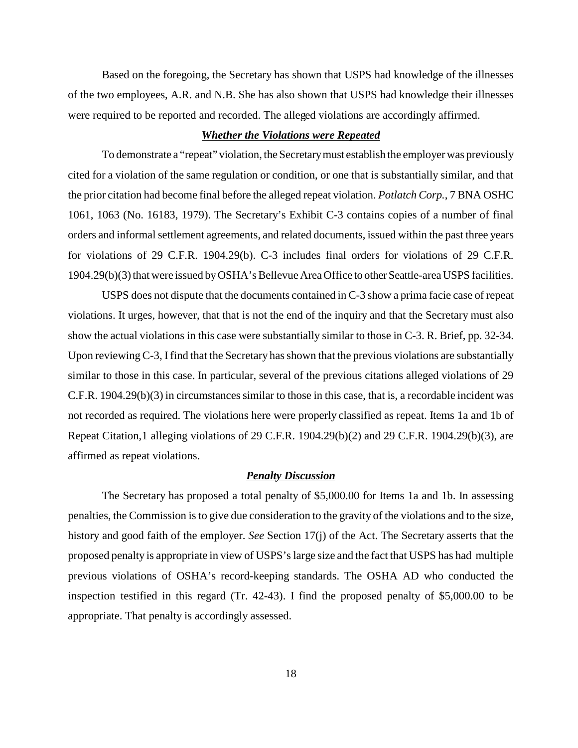Based on the foregoing, the Secretary has shown that USPS had knowledge of the illnesses of the two employees, A.R. and N.B. She has also shown that USPS had knowledge their illnesses were required to be reported and recorded. The alleged violations are accordingly affirmed.

***Whether the Violations were Repeated***

To demonstrate a "repeat" violation, the Secretary must establish the employer was previously cited for a violation of the same regulation or condition, or one that is substantially similar, and that the prior citation had become final before the alleged repeat violation. *Potlatch Corp.*, 7 BNA OSHC 1061, 1063 (No. 16183, 1979). The Secretary's Exhibit C-3 contains copies of a number of final orders and informal settlement agreements, and related documents, issued within the past three years for violations of 29 C.F.R. 1904.29(b). C-3 includes final orders for violations of 29 C.F.R. 1904.29(b)(3) that were issued by OSHA's Bellevue Area Office to other Seattle-area USPS facilities.

USPS does not dispute that the documents contained in C-3 show a prima facie case of repeat violations. It urges, however, that that is not the end of the inquiry and that the Secretary must also show the actual violations in this case were substantially similar to those in C-3. R. Brief, pp. 32-34. Upon reviewing C-3, I find that the Secretary has shown that the previous violations are substantially similar to those in this case. In particular, several of the previous citations alleged violations of 29 C.F.R. 1904.29(b)(3) in circumstances similar to those in this case, that is, a recordable incident was not recorded as required. The violations here were properly classified as repeat. Items 1a and 1b of Repeat Citation,1 alleging violations of 29 C.F.R. 1904.29(b)(2) and 29 C.F.R. 1904.29(b)(3), are affirmed as repeat violations.

***Penalty Discussion***

The Secretary has proposed a total penalty of $5,000.00 for Items 1a and 1b. In assessing penalties, the Commission is to give due consideration to the gravity of the violations and to the size, history and good faith of the employer. *See* Section 17(j) of the Act. The Secretary asserts that the proposed penalty is appropriate in view of USPS's large size and the fact that USPS has had multiple previous violations of OSHA's record-keeping standards. The OSHA AD who conducted the inspection testified in this regard (Tr. 42-43). I find the proposed penalty of $5,000.00 to be appropriate. That penalty is accordingly assessed.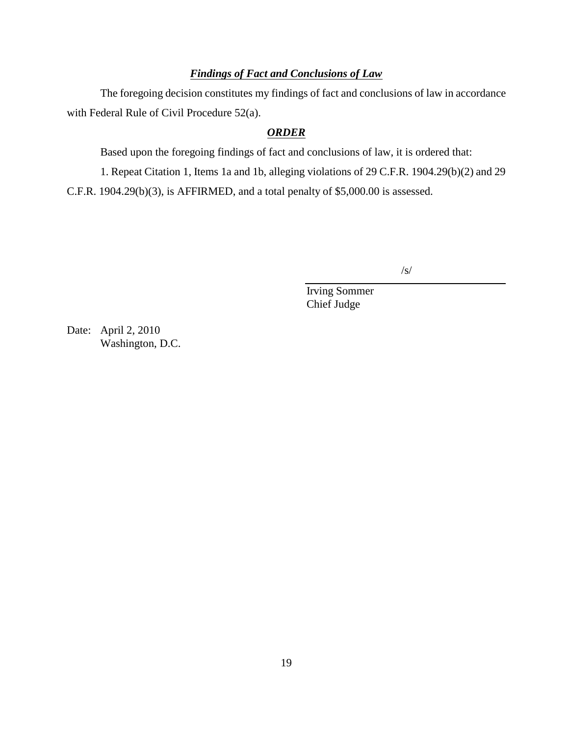***Findings of Fact and Conclusions of Law***

The foregoing decision constitutes my findings of fact and conclusions of law in accordance with Federal Rule of Civil Procedure 52(a).

***ORDER***

Based upon the foregoing findings of fact and conclusions of law, it is ordered that:

1. Repeat Citation 1, Items 1a and 1b, alleging violations of 29 C.F.R. 1904.29(b)(2) and 29 C.F.R. 1904.29(b)(3), is AFFIRMED, and a total penalty of $5,000.00 is assessed.

/s/

Irving Sommer
Chief Judge

Date: April 2, 2010
Washington, D.C.